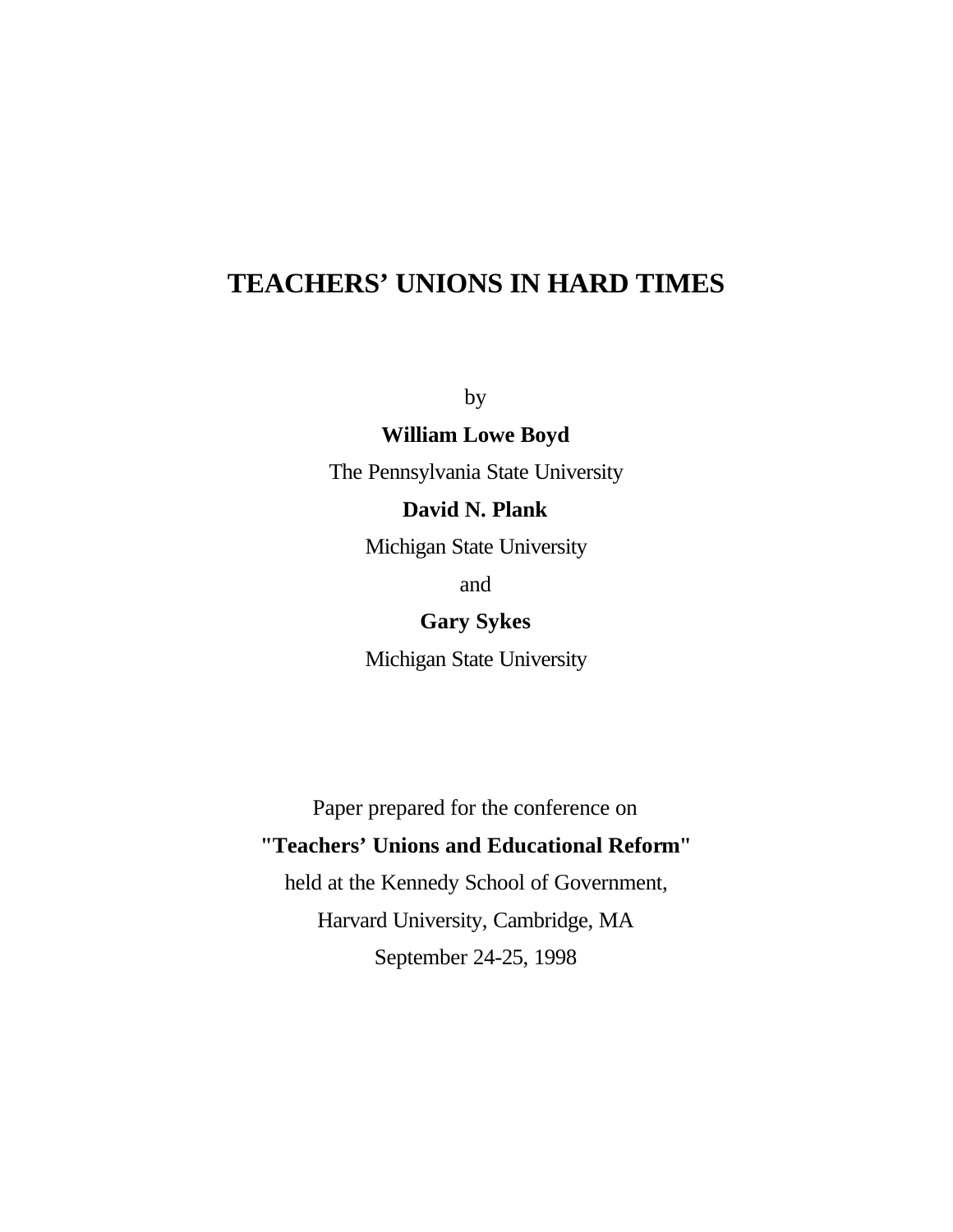# TEACHERS' UNIONS IN HARD TIMES

by

**William Lowe Boyd**

The Pennsylvania State University

**David N. Plank**

Michigan State University

and

**Gary Sykes**

Michigan State University

Paper prepared for the conference on

**"Teachers' Unions and Educational Reform"**

held at the Kennedy School of Government,

Harvard University, Cambridge, MA

September 24-25, 1998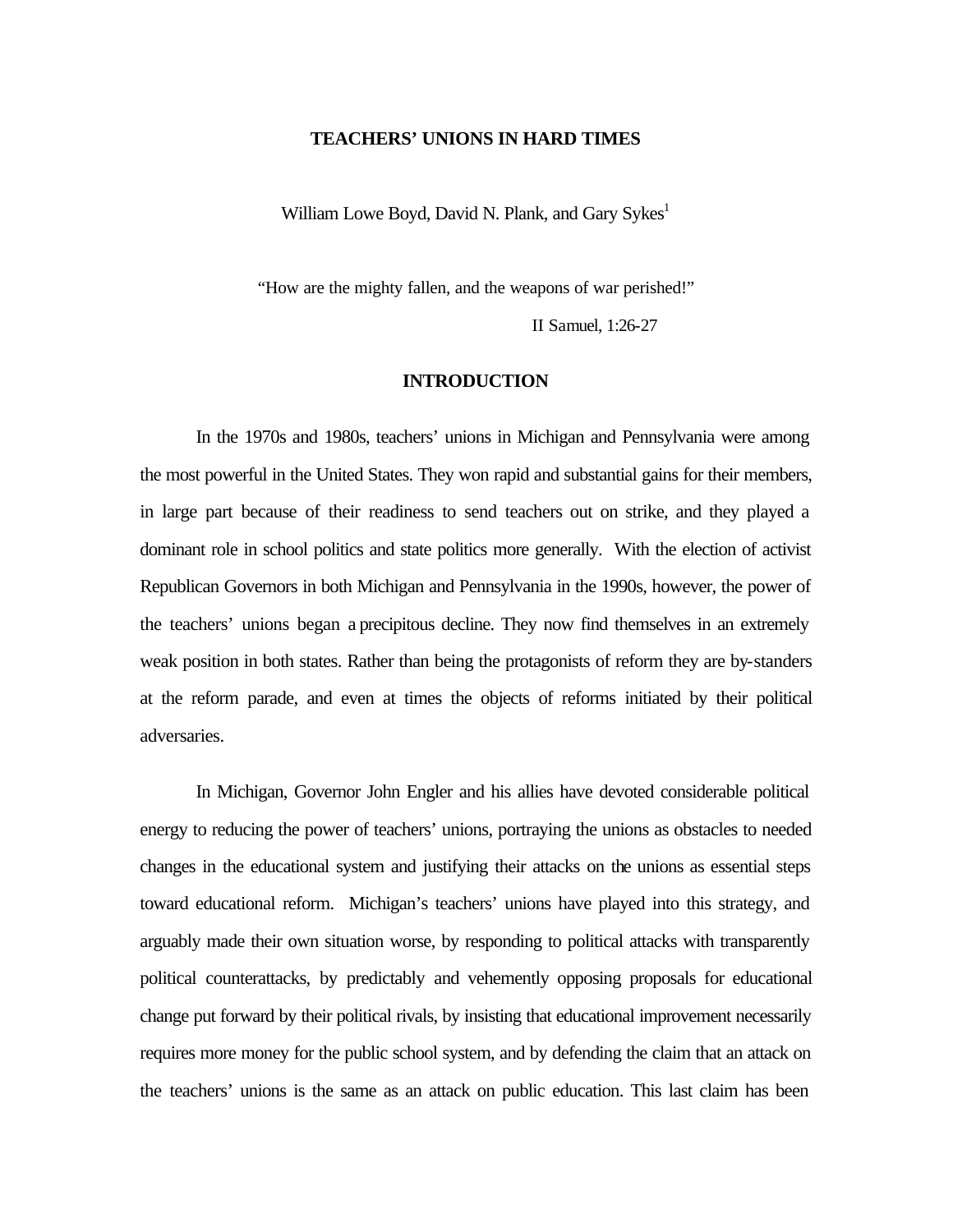# TEACHERS' UNIONS IN HARD TIMES

William Lowe Boyd, David N. Plank, and Gary Sykes[1]

"How are the mighty fallen, and the weapons of war perished!"

II Samuel, 1:26-27

## INTRODUCTION

In the 1970s and 1980s, teachers' unions in Michigan and Pennsylvania were among the most powerful in the United States. They won rapid and substantial gains for their members, in large part because of their readiness to send teachers out on strike, and they played a dominant role in school politics and state politics more generally. With the election of activist Republican Governors in both Michigan and Pennsylvania in the 1990s, however, the power of the teachers' unions began a precipitous decline. They now find themselves in an extremely weak position in both states. Rather than being the protagonists of reform they are by-standers at the reform parade, and even at times the objects of reforms initiated by their political adversaries.

In Michigan, Governor John Engler and his allies have devoted considerable political energy to reducing the power of teachers' unions, portraying the unions as obstacles to needed changes in the educational system and justifying their attacks on the unions as essential steps toward educational reform. Michigan's teachers' unions have played into this strategy, and arguably made their own situation worse, by responding to political attacks with transparently political counterattacks, by predictably and vehemently opposing proposals for educational change put forward by their political rivals, by insisting that educational improvement necessarily requires more money for the public school system, and by defending the claim that an attack on the teachers' unions is the same as an attack on public education. This last claim has been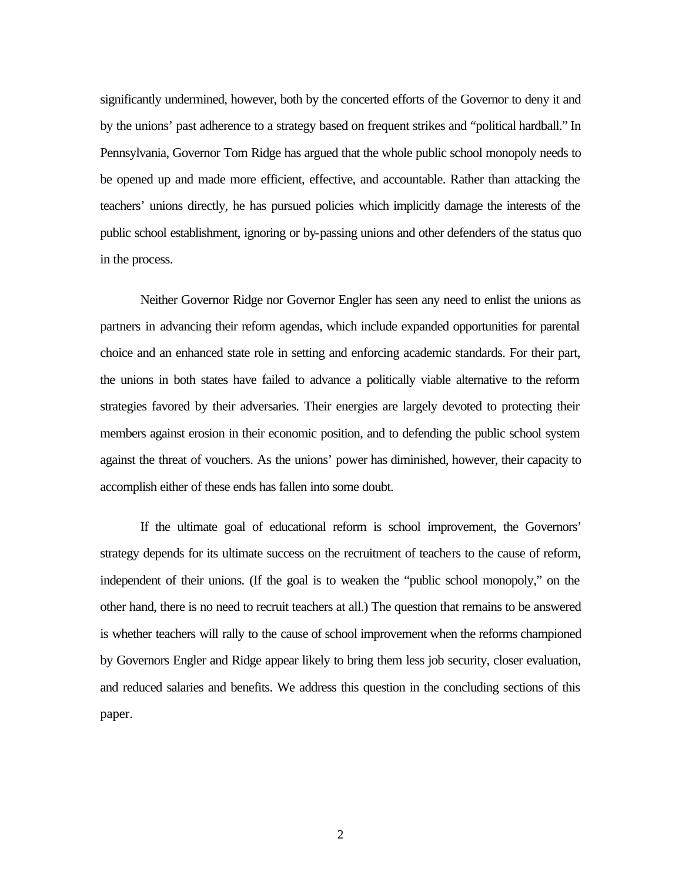significantly undermined, however, both by the concerted efforts of the Governor to deny it and by the unions' past adherence to a strategy based on frequent strikes and "political hardball." In Pennsylvania, Governor Tom Ridge has argued that the whole public school monopoly needs to be opened up and made more efficient, effective, and accountable. Rather than attacking the teachers' unions directly, he has pursued policies which implicitly damage the interests of the public school establishment, ignoring or by-passing unions and other defenders of the status quo in the process.

Neither Governor Ridge nor Governor Engler has seen any need to enlist the unions as partners in advancing their reform agendas, which include expanded opportunities for parental choice and an enhanced state role in setting and enforcing academic standards. For their part, the unions in both states have failed to advance a politically viable alternative to the reform strategies favored by their adversaries. Their energies are largely devoted to protecting their members against erosion in their economic position, and to defending the public school system against the threat of vouchers. As the unions' power has diminished, however, their capacity to accomplish either of these ends has fallen into some doubt.

If the ultimate goal of educational reform is school improvement, the Governors' strategy depends for its ultimate success on the recruitment of teachers to the cause of reform, independent of their unions. (If the goal is to weaken the "public school monopoly," on the other hand, there is no need to recruit teachers at all.) The question that remains to be answered is whether teachers will rally to the cause of school improvement when the reforms championed by Governors Engler and Ridge appear likely to bring them less job security, closer evaluation, and reduced salaries and benefits. We address this question in the concluding sections of this paper.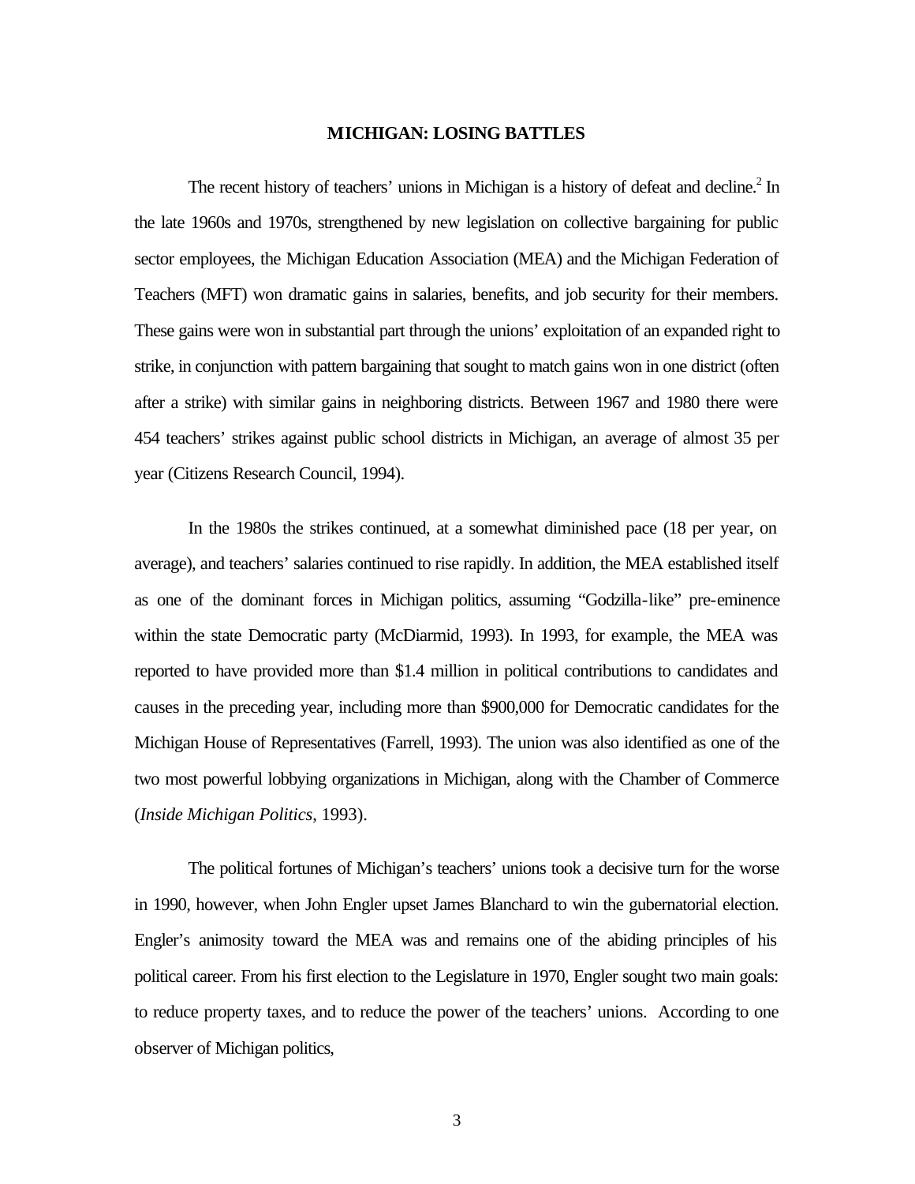## MICHIGAN: LOSING BATTLES

The recent history of teachers' unions in Michigan is a history of defeat and decline.[2] In the late 1960s and 1970s, strengthened by new legislation on collective bargaining for public sector employees, the Michigan Education Association (MEA) and the Michigan Federation of Teachers (MFT) won dramatic gains in salaries, benefits, and job security for their members. These gains were won in substantial part through the unions' exploitation of an expanded right to strike, in conjunction with pattern bargaining that sought to match gains won in one district (often after a strike) with similar gains in neighboring districts. Between 1967 and 1980 there were 454 teachers' strikes against public school districts in Michigan, an average of almost 35 per year (Citizens Research Council, 1994).

In the 1980s the strikes continued, at a somewhat diminished pace (18 per year, on average), and teachers' salaries continued to rise rapidly. In addition, the MEA established itself as one of the dominant forces in Michigan politics, assuming "Godzilla-like" pre-eminence within the state Democratic party (McDiarmid, 1993). In 1993, for example, the MEA was reported to have provided more than $1.4 million in political contributions to candidates and causes in the preceding year, including more than $900,000 for Democratic candidates for the Michigan House of Representatives (Farrell, 1993). The union was also identified as one of the two most powerful lobbying organizations in Michigan, along with the Chamber of Commerce (*Inside Michigan Politics*, 1993).

The political fortunes of Michigan's teachers' unions took a decisive turn for the worse in 1990, however, when John Engler upset James Blanchard to win the gubernatorial election. Engler's animosity toward the MEA was and remains one of the abiding principles of his political career. From his first election to the Legislature in 1970, Engler sought two main goals: to reduce property taxes, and to reduce the power of the teachers' unions. According to one observer of Michigan politics,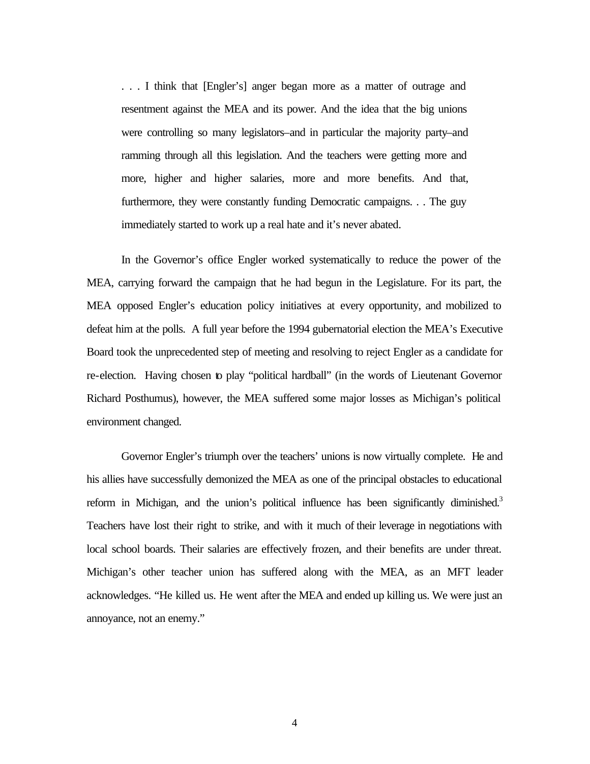> . . . I think that [Engler's] anger began more as a matter of outrage and resentment against the MEA and its power. And the idea that the big unions were controlling so many legislators–and in particular the majority party–and ramming through all this legislation. And the teachers were getting more and more, higher and higher salaries, more and more benefits. And that, furthermore, they were constantly funding Democratic campaigns. . . The guy immediately started to work up a real hate and it's never abated.

In the Governor's office Engler worked systematically to reduce the power of the MEA, carrying forward the campaign that he had begun in the Legislature. For its part, the MEA opposed Engler's education policy initiatives at every opportunity, and mobilized to defeat him at the polls. A full year before the 1994 gubernatorial election the MEA's Executive Board took the unprecedented step of meeting and resolving to reject Engler as a candidate for re-election. Having chosen to play "political hardball" (in the words of Lieutenant Governor Richard Posthumus), however, the MEA suffered some major losses as Michigan's political environment changed.

Governor Engler's triumph over the teachers' unions is now virtually complete. He and his allies have successfully demonized the MEA as one of the principal obstacles to educational reform in Michigan, and the union's political influence has been significantly diminished.[3] Teachers have lost their right to strike, and with it much of their leverage in negotiations with local school boards. Their salaries are effectively frozen, and their benefits are under threat. Michigan's other teacher union has suffered along with the MEA, as an MFT leader acknowledges. "He killed us. He went after the MEA and ended up killing us. We were just an annoyance, not an enemy."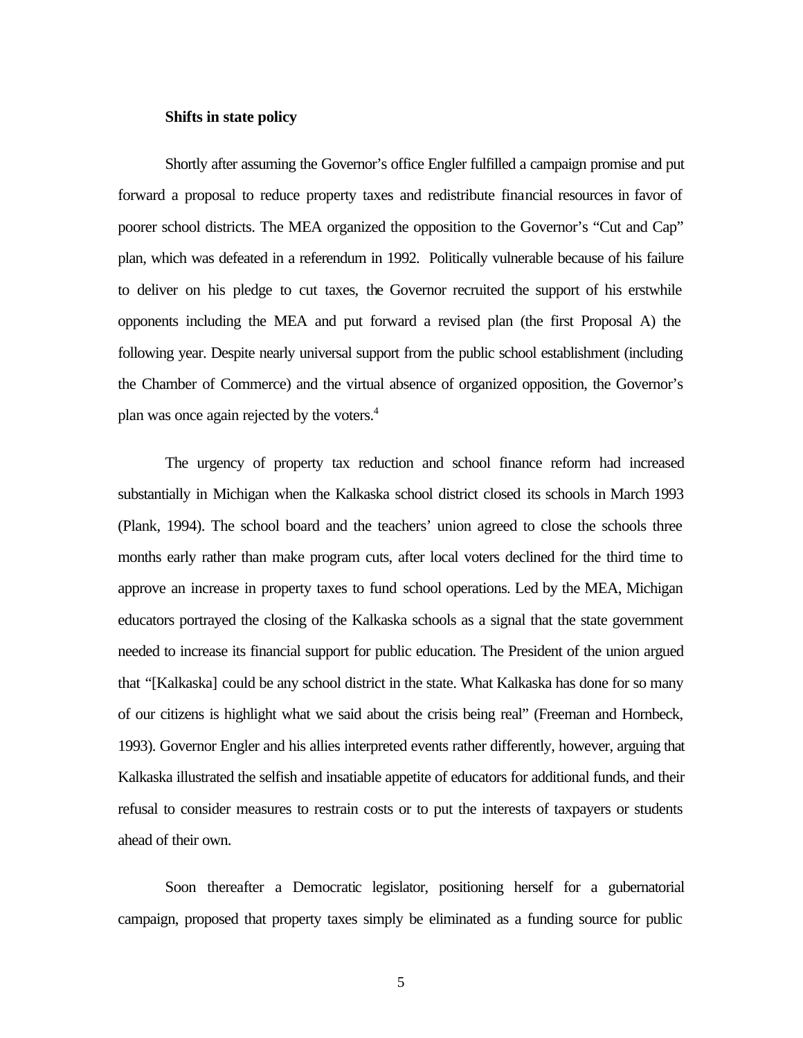**Shifts in state policy**

Shortly after assuming the Governor's office Engler fulfilled a campaign promise and put forward a proposal to reduce property taxes and redistribute financial resources in favor of poorer school districts. The MEA organized the opposition to the Governor's "Cut and Cap" plan, which was defeated in a referendum in 1992. Politically vulnerable because of his failure to deliver on his pledge to cut taxes, the Governor recruited the support of his erstwhile opponents including the MEA and put forward a revised plan (the first Proposal A) the following year. Despite nearly universal support from the public school establishment (including the Chamber of Commerce) and the virtual absence of organized opposition, the Governor's plan was once again rejected by the voters.[4]

The urgency of property tax reduction and school finance reform had increased substantially in Michigan when the Kalkaska school district closed its schools in March 1993 (Plank, 1994). The school board and the teachers' union agreed to close the schools three months early rather than make program cuts, after local voters declined for the third time to approve an increase in property taxes to fund school operations. Led by the MEA, Michigan educators portrayed the closing of the Kalkaska schools as a signal that the state government needed to increase its financial support for public education. The President of the union argued that "[Kalkaska] could be any school district in the state. What Kalkaska has done for so many of our citizens is highlight what we said about the crisis being real" (Freeman and Hornbeck, 1993). Governor Engler and his allies interpreted events rather differently, however, arguing that Kalkaska illustrated the selfish and insatiable appetite of educators for additional funds, and their refusal to consider measures to restrain costs or to put the interests of taxpayers or students ahead of their own.

Soon thereafter a Democratic legislator, positioning herself for a gubernatorial campaign, proposed that property taxes simply be eliminated as a funding source for public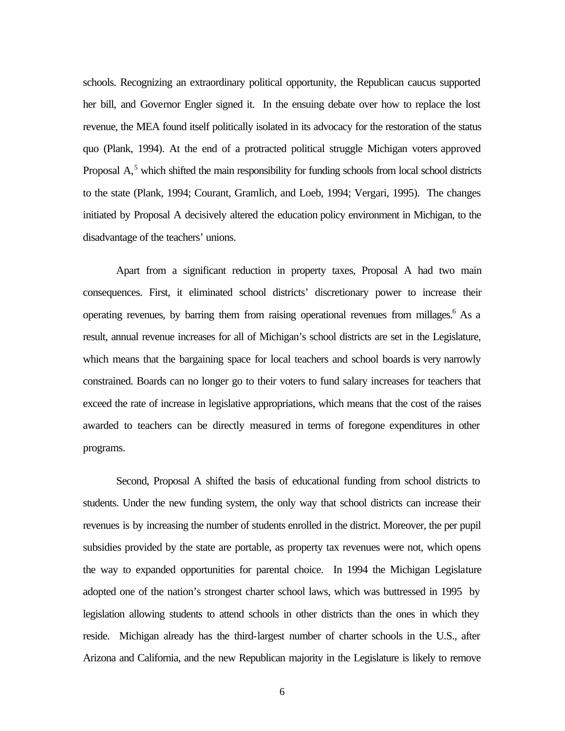schools. Recognizing an extraordinary political opportunity, the Republican caucus supported her bill, and Governor Engler signed it. In the ensuing debate over how to replace the lost revenue, the MEA found itself politically isolated in its advocacy for the restoration of the status quo (Plank, 1994). At the end of a protracted political struggle Michigan voters approved Proposal A,[5] which shifted the main responsibility for funding schools from local school districts to the state (Plank, 1994; Courant, Gramlich, and Loeb, 1994; Vergari, 1995). The changes initiated by Proposal A decisively altered the education policy environment in Michigan, to the disadvantage of the teachers' unions.

Apart from a significant reduction in property taxes, Proposal A had two main consequences. First, it eliminated school districts' discretionary power to increase their operating revenues, by barring them from raising operational revenues from millages.[6] As a result, annual revenue increases for all of Michigan's school districts are set in the Legislature, which means that the bargaining space for local teachers and school boards is very narrowly constrained. Boards can no longer go to their voters to fund salary increases for teachers that exceed the rate of increase in legislative appropriations, which means that the cost of the raises awarded to teachers can be directly measured in terms of foregone expenditures in other programs.

Second, Proposal A shifted the basis of educational funding from school districts to students. Under the new funding system, the only way that school districts can increase their revenues is by increasing the number of students enrolled in the district. Moreover, the per pupil subsidies provided by the state are portable, as property tax revenues were not, which opens the way to expanded opportunities for parental choice. In 1994 the Michigan Legislature adopted one of the nation's strongest charter school laws, which was buttressed in 1995 by legislation allowing students to attend schools in other districts than the ones in which they reside. Michigan already has the third-largest number of charter schools in the U.S., after Arizona and California, and the new Republican majority in the Legislature is likely to remove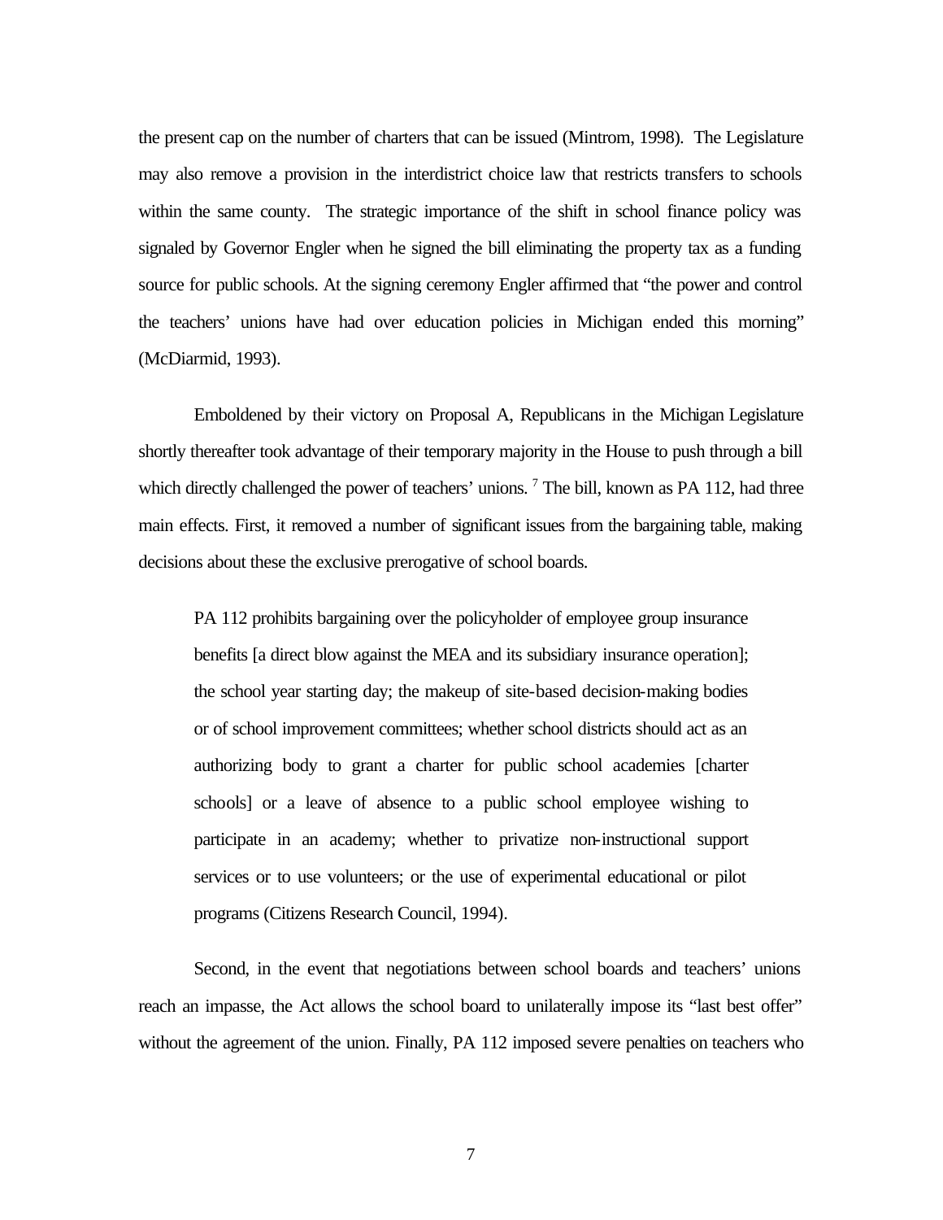the present cap on the number of charters that can be issued (Mintrom, 1998). The Legislature may also remove a provision in the interdistrict choice law that restricts transfers to schools within the same county. The strategic importance of the shift in school finance policy was signaled by Governor Engler when he signed the bill eliminating the property tax as a funding source for public schools. At the signing ceremony Engler affirmed that "the power and control the teachers' unions have had over education policies in Michigan ended this morning" (McDiarmid, 1993).

Emboldened by their victory on Proposal A, Republicans in the Michigan Legislature shortly thereafter took advantage of their temporary majority in the House to push through a bill which directly challenged the power of teachers' unions. [7] The bill, known as PA 112, had three main effects. First, it removed a number of significant issues from the bargaining table, making decisions about these the exclusive prerogative of school boards.

> PA 112 prohibits bargaining over the policyholder of employee group insurance benefits [a direct blow against the MEA and its subsidiary insurance operation]; the school year starting day; the makeup of site-based decision-making bodies or of school improvement committees; whether school districts should act as an authorizing body to grant a charter for public school academies [charter schools] or a leave of absence to a public school employee wishing to participate in an academy; whether to privatize non-instructional support services or to use volunteers; or the use of experimental educational or pilot programs (Citizens Research Council, 1994).

Second, in the event that negotiations between school boards and teachers' unions reach an impasse, the Act allows the school board to unilaterally impose its "last best offer" without the agreement of the union. Finally, PA 112 imposed severe penalties on teachers who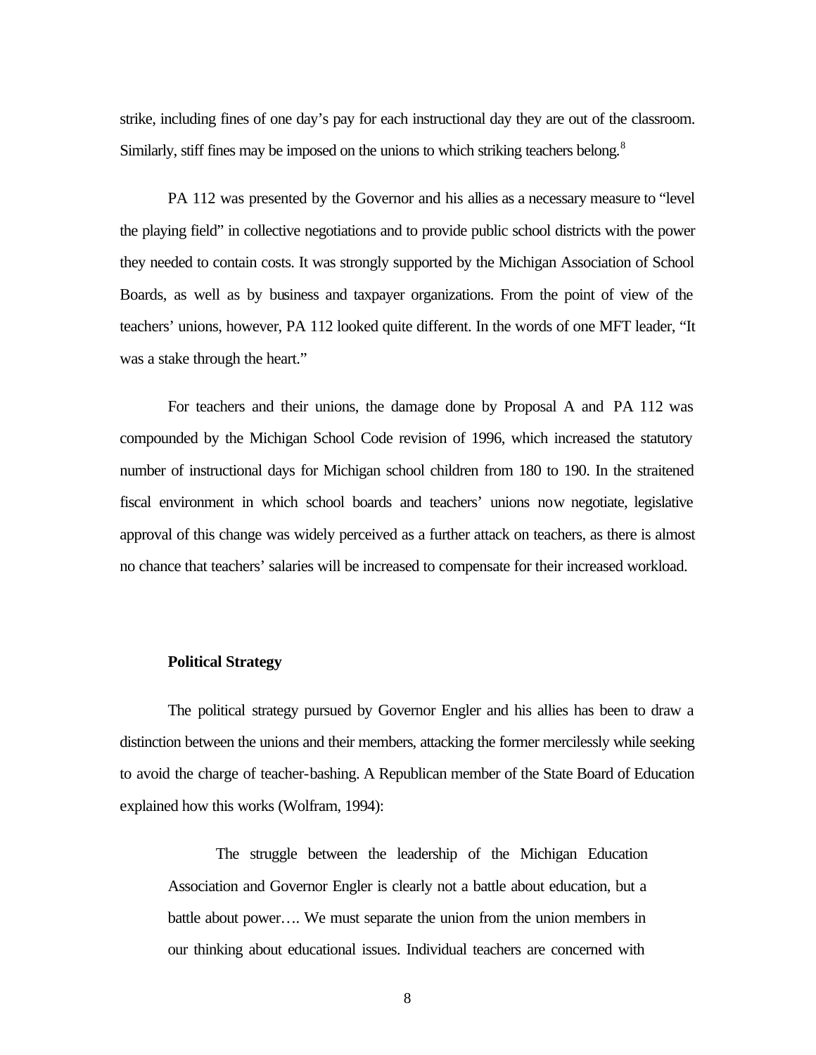strike, including fines of one day's pay for each instructional day they are out of the classroom. Similarly, stiff fines may be imposed on the unions to which striking teachers belong.[8]

PA 112 was presented by the Governor and his allies as a necessary measure to "level the playing field" in collective negotiations and to provide public school districts with the power they needed to contain costs. It was strongly supported by the Michigan Association of School Boards, as well as by business and taxpayer organizations. From the point of view of the teachers' unions, however, PA 112 looked quite different. In the words of one MFT leader, "It was a stake through the heart."

For teachers and their unions, the damage done by Proposal A and PA 112 was compounded by the Michigan School Code revision of 1996, which increased the statutory number of instructional days for Michigan school children from 180 to 190. In the straitened fiscal environment in which school boards and teachers' unions now negotiate, legislative approval of this change was widely perceived as a further attack on teachers, as there is almost no chance that teachers' salaries will be increased to compensate for their increased workload.

**Political Strategy**

The political strategy pursued by Governor Engler and his allies has been to draw a distinction between the unions and their members, attacking the former mercilessly while seeking to avoid the charge of teacher-bashing. A Republican member of the State Board of Education explained how this works (Wolfram, 1994):

> The struggle between the leadership of the Michigan Education Association and Governor Engler is clearly not a battle about education, but a battle about power…. We must separate the union from the union members in our thinking about educational issues. Individual teachers are concerned with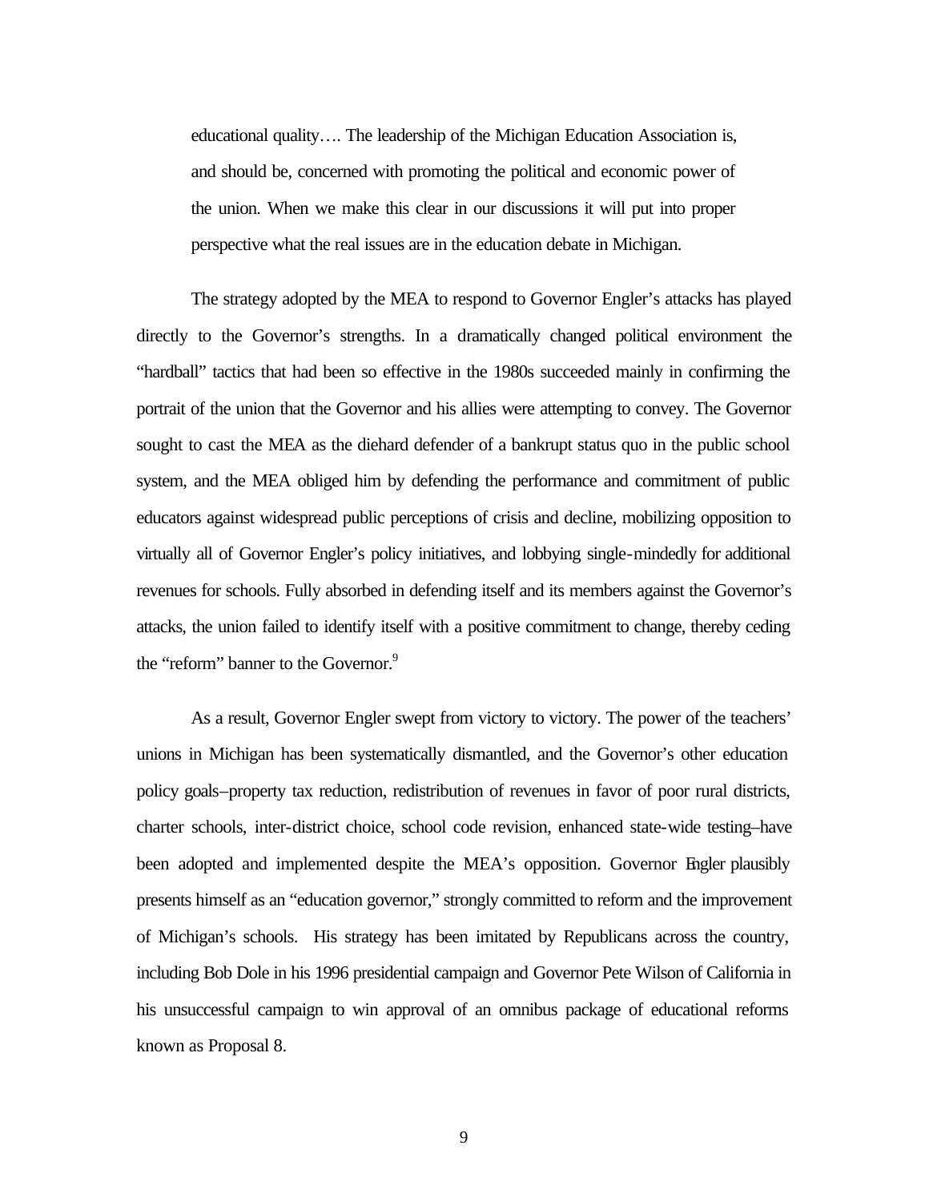> educational quality…. The leadership of the Michigan Education Association is, and should be, concerned with promoting the political and economic power of the union. When we make this clear in our discussions it will put into proper perspective what the real issues are in the education debate in Michigan.

The strategy adopted by the MEA to respond to Governor Engler's attacks has played directly to the Governor's strengths. In a dramatically changed political environment the "hardball" tactics that had been so effective in the 1980s succeeded mainly in confirming the portrait of the union that the Governor and his allies were attempting to convey. The Governor sought to cast the MEA as the diehard defender of a bankrupt status quo in the public school system, and the MEA obliged him by defending the performance and commitment of public educators against widespread public perceptions of crisis and decline, mobilizing opposition to virtually all of Governor Engler's policy initiatives, and lobbying single-mindedly for additional revenues for schools. Fully absorbed in defending itself and its members against the Governor's attacks, the union failed to identify itself with a positive commitment to change, thereby ceding the "reform" banner to the Governor.[9]

As a result, Governor Engler swept from victory to victory. The power of the teachers' unions in Michigan has been systematically dismantled, and the Governor's other education policy goals–property tax reduction, redistribution of revenues in favor of poor rural districts, charter schools, inter-district choice, school code revision, enhanced state-wide testing–have been adopted and implemented despite the MEA's opposition. Governor Engler plausibly presents himself as an "education governor," strongly committed to reform and the improvement of Michigan's schools. His strategy has been imitated by Republicans across the country, including Bob Dole in his 1996 presidential campaign and Governor Pete Wilson of California in his unsuccessful campaign to win approval of an omnibus package of educational reforms known as Proposal 8.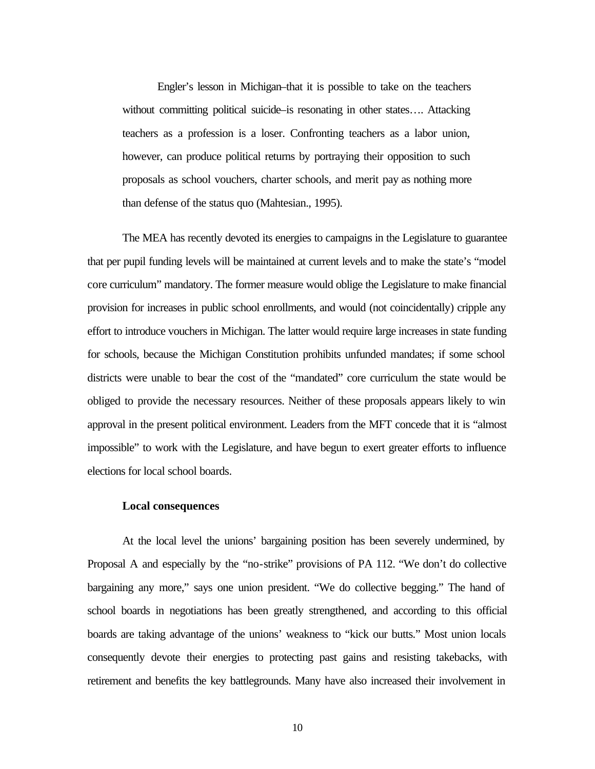> Engler's lesson in Michigan–that it is possible to take on the teachers without committing political suicide–is resonating in other states…. Attacking teachers as a profession is a loser. Confronting teachers as a labor union, however, can produce political returns by portraying their opposition to such proposals as school vouchers, charter schools, and merit pay as nothing more than defense of the status quo (Mahtesian., 1995).

The MEA has recently devoted its energies to campaigns in the Legislature to guarantee that per pupil funding levels will be maintained at current levels and to make the state's "model core curriculum" mandatory. The former measure would oblige the Legislature to make financial provision for increases in public school enrollments, and would (not coincidentally) cripple any effort to introduce vouchers in Michigan. The latter would require large increases in state funding for schools, because the Michigan Constitution prohibits unfunded mandates; if some school districts were unable to bear the cost of the "mandated" core curriculum the state would be obliged to provide the necessary resources. Neither of these proposals appears likely to win approval in the present political environment. Leaders from the MFT concede that it is "almost impossible" to work with the Legislature, and have begun to exert greater efforts to influence elections for local school boards.

**Local consequences**

At the local level the unions' bargaining position has been severely undermined, by Proposal A and especially by the "no-strike" provisions of PA 112. "We don't do collective bargaining any more," says one union president. "We do collective begging." The hand of school boards in negotiations has been greatly strengthened, and according to this official boards are taking advantage of the unions' weakness to "kick our butts." Most union locals consequently devote their energies to protecting past gains and resisting takebacks, with retirement and benefits the key battlegrounds. Many have also increased their involvement in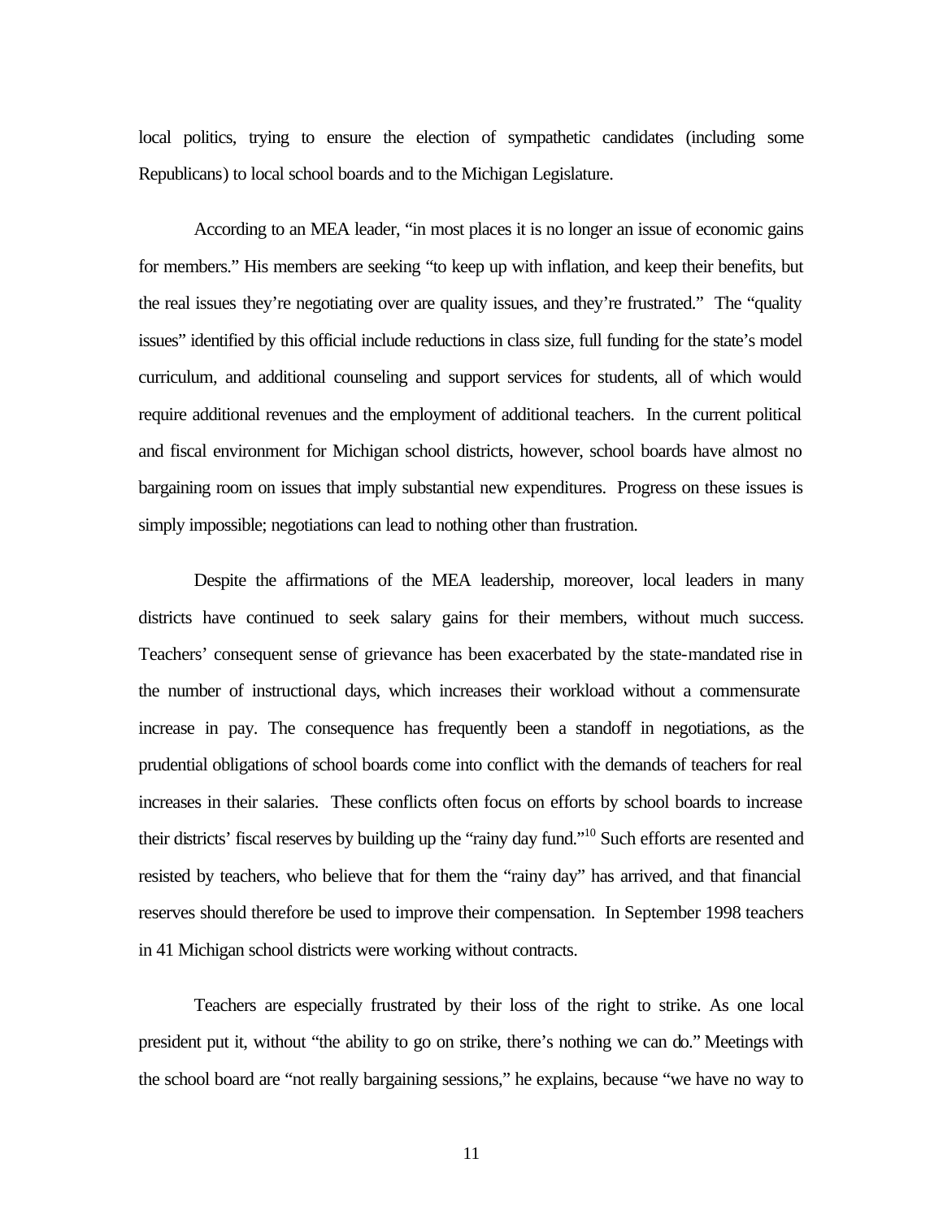local politics, trying to ensure the election of sympathetic candidates (including some Republicans) to local school boards and to the Michigan Legislature.

According to an MEA leader, "in most places it is no longer an issue of economic gains for members." His members are seeking "to keep up with inflation, and keep their benefits, but the real issues they're negotiating over are quality issues, and they're frustrated." The "quality issues" identified by this official include reductions in class size, full funding for the state's model curriculum, and additional counseling and support services for students, all of which would require additional revenues and the employment of additional teachers. In the current political and fiscal environment for Michigan school districts, however, school boards have almost no bargaining room on issues that imply substantial new expenditures. Progress on these issues is simply impossible; negotiations can lead to nothing other than frustration.

Despite the affirmations of the MEA leadership, moreover, local leaders in many districts have continued to seek salary gains for their members, without much success. Teachers' consequent sense of grievance has been exacerbated by the state-mandated rise in the number of instructional days, which increases their workload without a commensurate increase in pay. The consequence has frequently been a standoff in negotiations, as the prudential obligations of school boards come into conflict with the demands of teachers for real increases in their salaries. These conflicts often focus on efforts by school boards to increase their districts' fiscal reserves by building up the "rainy day fund."[10] Such efforts are resented and resisted by teachers, who believe that for them the "rainy day" has arrived, and that financial reserves should therefore be used to improve their compensation. In September 1998 teachers in 41 Michigan school districts were working without contracts.

Teachers are especially frustrated by their loss of the right to strike. As one local president put it, without "the ability to go on strike, there's nothing we can do." Meetings with the school board are "not really bargaining sessions," he explains, because "we have no way to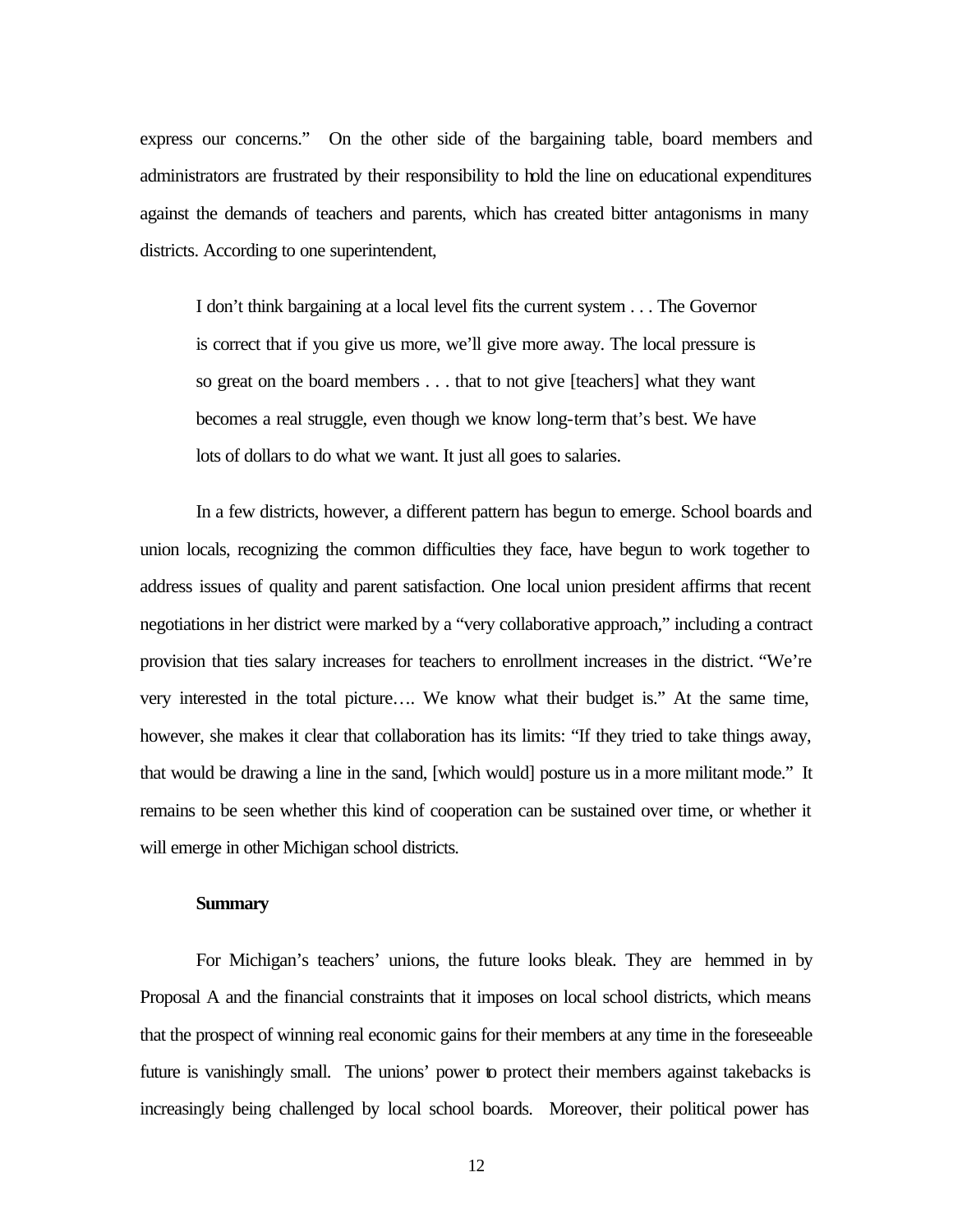express our concerns." On the other side of the bargaining table, board members and administrators are frustrated by their responsibility to hold the line on educational expenditures against the demands of teachers and parents, which has created bitter antagonisms in many districts. According to one superintendent,

> I don't think bargaining at a local level fits the current system . . . The Governor is correct that if you give us more, we'll give more away. The local pressure is so great on the board members . . . that to not give [teachers] what they want becomes a real struggle, even though we know long-term that's best. We have lots of dollars to do what we want. It just all goes to salaries.

In a few districts, however, a different pattern has begun to emerge. School boards and union locals, recognizing the common difficulties they face, have begun to work together to address issues of quality and parent satisfaction. One local union president affirms that recent negotiations in her district were marked by a "very collaborative approach," including a contract provision that ties salary increases for teachers to enrollment increases in the district. "We're very interested in the total picture…. We know what their budget is." At the same time, however, she makes it clear that collaboration has its limits: "If they tried to take things away, that would be drawing a line in the sand, [which would] posture us in a more militant mode." It remains to be seen whether this kind of cooperation can be sustained over time, or whether it will emerge in other Michigan school districts.

**Summary**

For Michigan's teachers' unions, the future looks bleak. They are hemmed in by Proposal A and the financial constraints that it imposes on local school districts, which means that the prospect of winning real economic gains for their members at any time in the foreseeable future is vanishingly small. The unions' power to protect their members against takebacks is increasingly being challenged by local school boards. Moreover, their political power has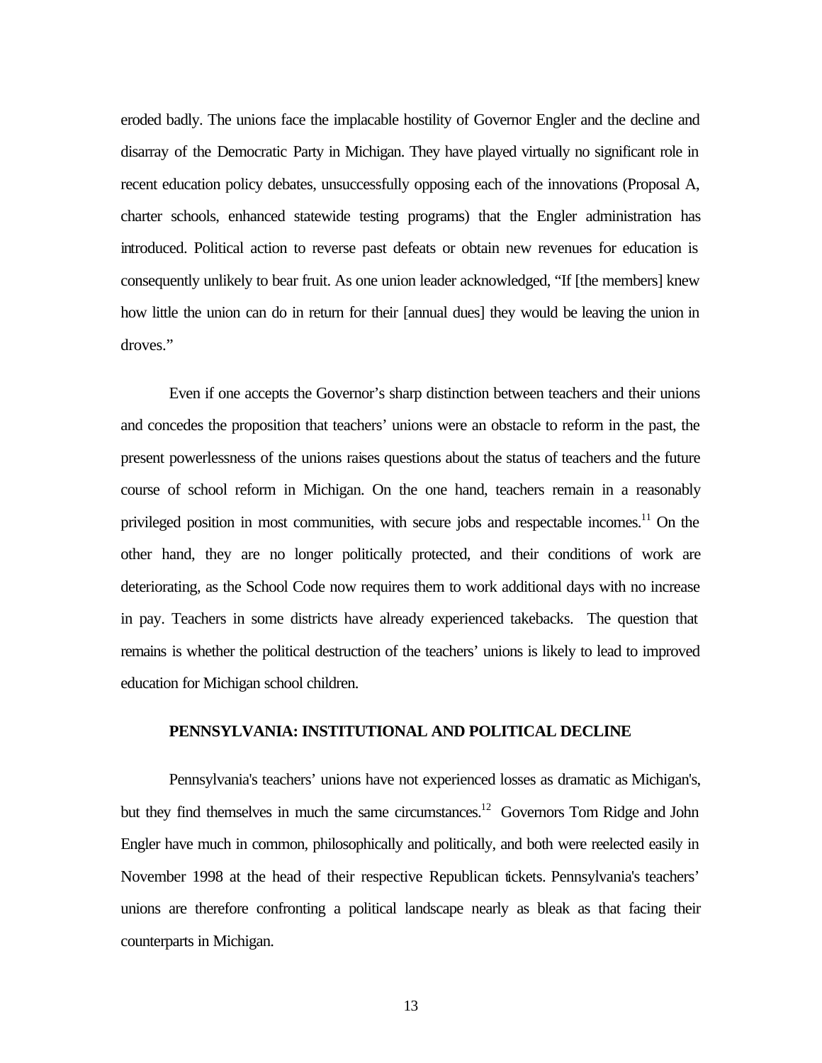eroded badly. The unions face the implacable hostility of Governor Engler and the decline and disarray of the Democratic Party in Michigan. They have played virtually no significant role in recent education policy debates, unsuccessfully opposing each of the innovations (Proposal A, charter schools, enhanced statewide testing programs) that the Engler administration has introduced. Political action to reverse past defeats or obtain new revenues for education is consequently unlikely to bear fruit. As one union leader acknowledged, "If [the members] knew how little the union can do in return for their [annual dues] they would be leaving the union in droves."

Even if one accepts the Governor's sharp distinction between teachers and their unions and concedes the proposition that teachers' unions were an obstacle to reform in the past, the present powerlessness of the unions raises questions about the status of teachers and the future course of school reform in Michigan. On the one hand, teachers remain in a reasonably privileged position in most communities, with secure jobs and respectable incomes.[11] On the other hand, they are no longer politically protected, and their conditions of work are deteriorating, as the School Code now requires them to work additional days with no increase in pay. Teachers in some districts have already experienced takebacks. The question that remains is whether the political destruction of the teachers' unions is likely to lead to improved education for Michigan school children.

## PENNSYLVANIA: INSTITUTIONAL AND POLITICAL DECLINE

Pennsylvania's teachers' unions have not experienced losses as dramatic as Michigan's, but they find themselves in much the same circumstances.[12] Governors Tom Ridge and John Engler have much in common, philosophically and politically, and both were reelected easily in November 1998 at the head of their respective Republican tickets. Pennsylvania's teachers' unions are therefore confronting a political landscape nearly as bleak as that facing their counterparts in Michigan.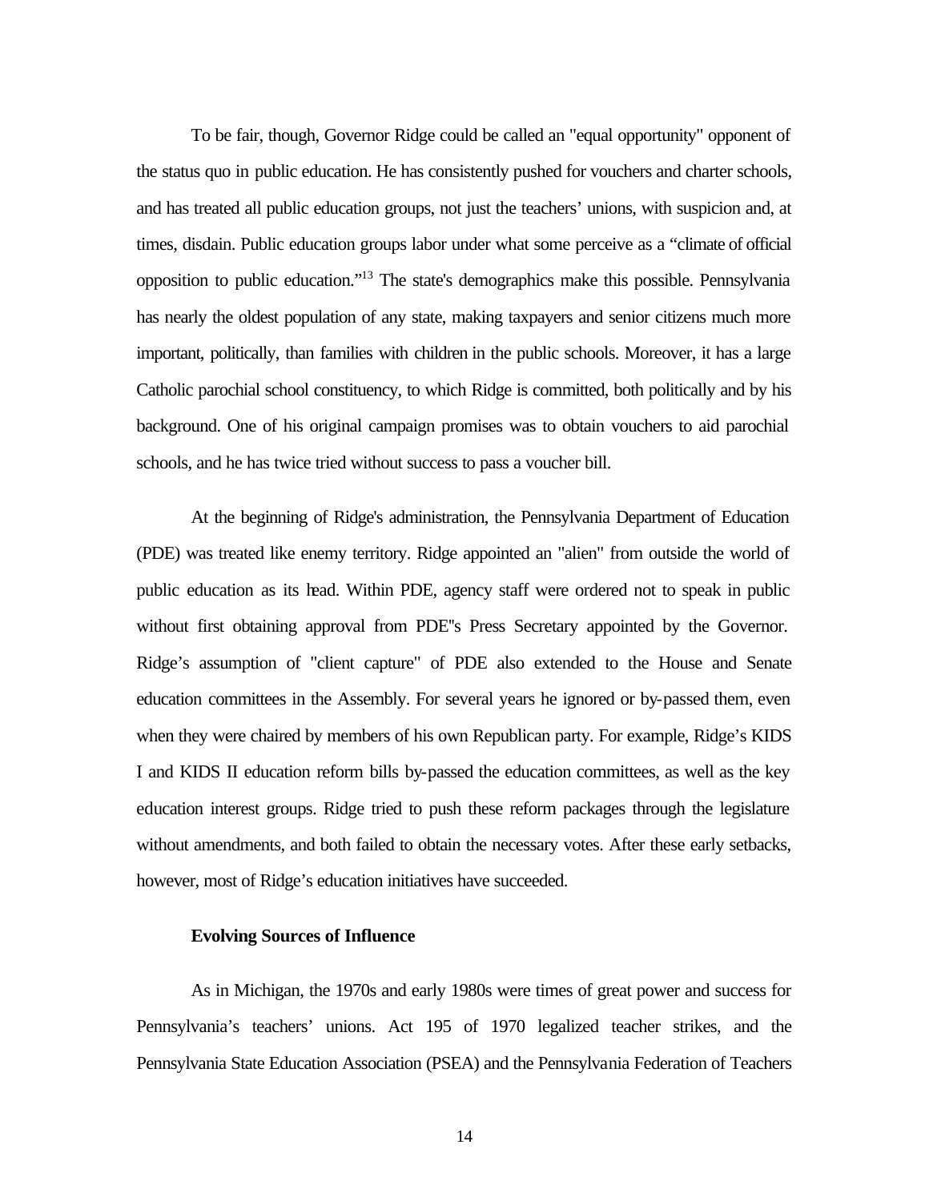To be fair, though, Governor Ridge could be called an "equal opportunity" opponent of the status quo in public education. He has consistently pushed for vouchers and charter schools, and has treated all public education groups, not just the teachers' unions, with suspicion and, at times, disdain. Public education groups labor under what some perceive as a "climate of official opposition to public education."[13] The state's demographics make this possible. Pennsylvania has nearly the oldest population of any state, making taxpayers and senior citizens much more important, politically, than families with children in the public schools. Moreover, it has a large Catholic parochial school constituency, to which Ridge is committed, both politically and by his background. One of his original campaign promises was to obtain vouchers to aid parochial schools, and he has twice tried without success to pass a voucher bill.

At the beginning of Ridge's administration, the Pennsylvania Department of Education (PDE) was treated like enemy territory. Ridge appointed an "alien" from outside the world of public education as its head. Within PDE, agency staff were ordered not to speak in public without first obtaining approval from PDE''s Press Secretary appointed by the Governor. Ridge's assumption of "client capture" of PDE also extended to the House and Senate education committees in the Assembly. For several years he ignored or by-passed them, even when they were chaired by members of his own Republican party. For example, Ridge's KIDS I and KIDS II education reform bills by-passed the education committees, as well as the key education interest groups. Ridge tried to push these reform packages through the legislature without amendments, and both failed to obtain the necessary votes. After these early setbacks, however, most of Ridge's education initiatives have succeeded.

**Evolving Sources of Influence**

As in Michigan, the 1970s and early 1980s were times of great power and success for Pennsylvania's teachers' unions. Act 195 of 1970 legalized teacher strikes, and the Pennsylvania State Education Association (PSEA) and the Pennsylvania Federation of Teachers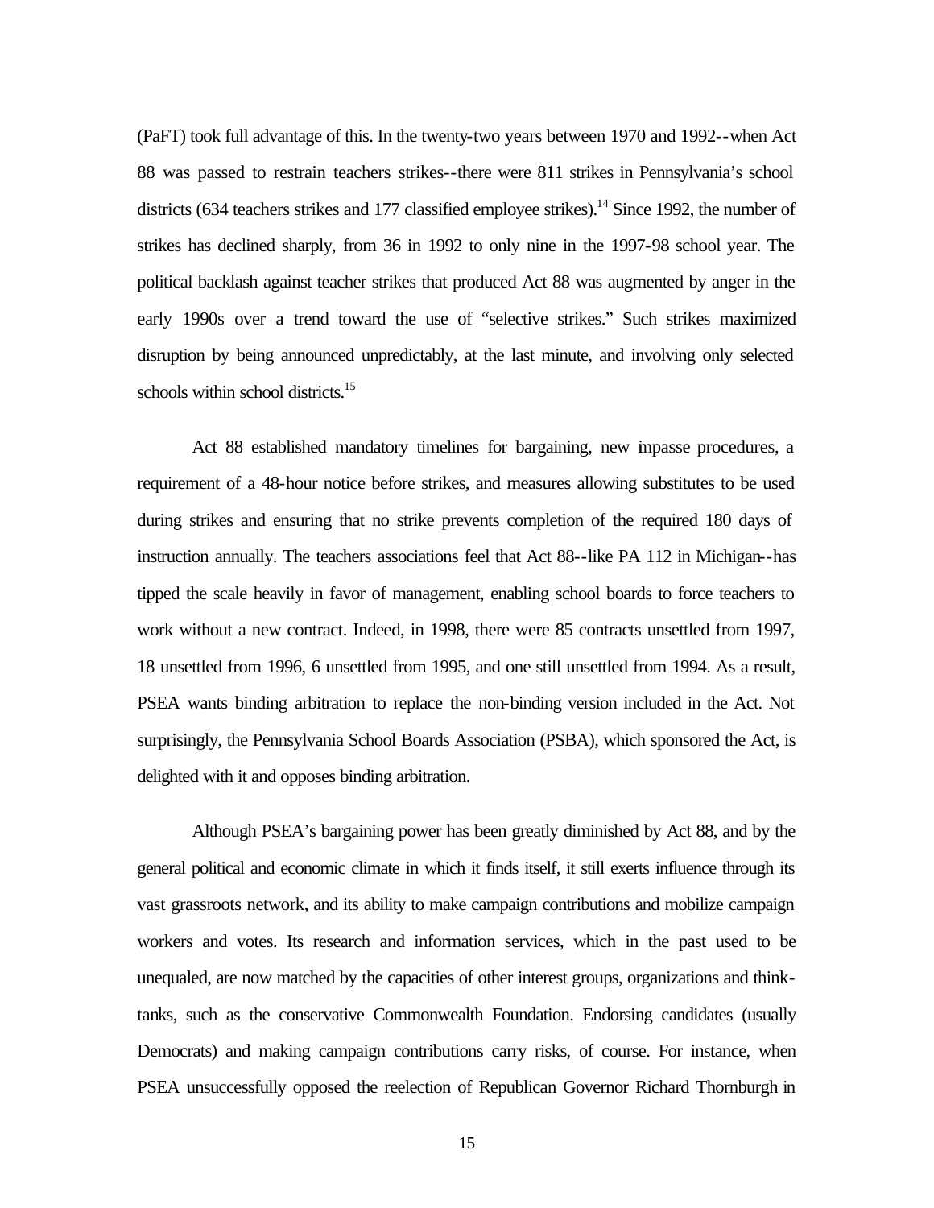(PaFT) took full advantage of this. In the twenty-two years between 1970 and 1992--when Act 88 was passed to restrain teachers strikes--there were 811 strikes in Pennsylvania's school districts (634 teachers strikes and 177 classified employee strikes).[14] Since 1992, the number of strikes has declined sharply, from 36 in 1992 to only nine in the 1997-98 school year. The political backlash against teacher strikes that produced Act 88 was augmented by anger in the early 1990s over a trend toward the use of "selective strikes." Such strikes maximized disruption by being announced unpredictably, at the last minute, and involving only selected schools within school districts.[15]

Act 88 established mandatory timelines for bargaining, new impasse procedures, a requirement of a 48-hour notice before strikes, and measures allowing substitutes to be used during strikes and ensuring that no strike prevents completion of the required 180 days of instruction annually. The teachers associations feel that Act 88--like PA 112 in Michigan--has tipped the scale heavily in favor of management, enabling school boards to force teachers to work without a new contract. Indeed, in 1998, there were 85 contracts unsettled from 1997, 18 unsettled from 1996, 6 unsettled from 1995, and one still unsettled from 1994. As a result, PSEA wants binding arbitration to replace the non-binding version included in the Act. Not surprisingly, the Pennsylvania School Boards Association (PSBA), which sponsored the Act, is delighted with it and opposes binding arbitration.

Although PSEA's bargaining power has been greatly diminished by Act 88, and by the general political and economic climate in which it finds itself, it still exerts influence through its vast grassroots network, and its ability to make campaign contributions and mobilize campaign workers and votes. Its research and information services, which in the past used to be unequaled, are now matched by the capacities of other interest groups, organizations and think-tanks, such as the conservative Commonwealth Foundation. Endorsing candidates (usually Democrats) and making campaign contributions carry risks, of course. For instance, when PSEA unsuccessfully opposed the reelection of Republican Governor Richard Thornburgh in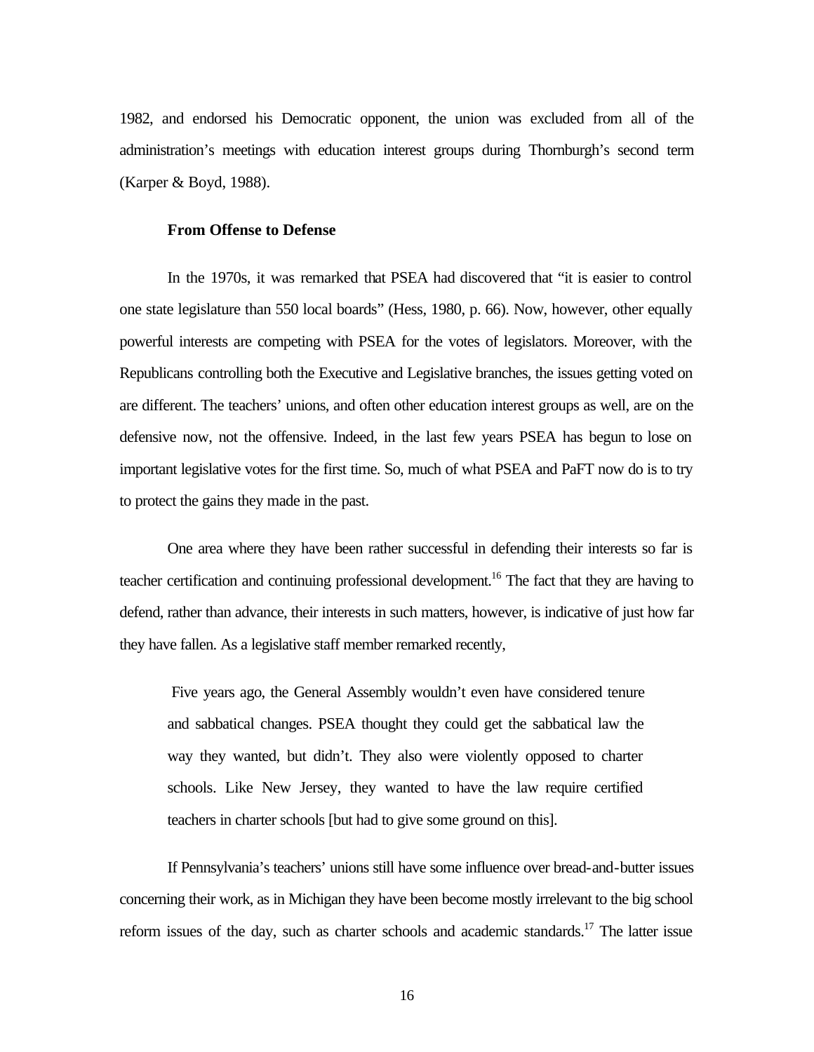1982, and endorsed his Democratic opponent, the union was excluded from all of the administration's meetings with education interest groups during Thornburgh's second term (Karper & Boyd, 1988).

**From Offense to Defense**

In the 1970s, it was remarked that PSEA had discovered that "it is easier to control one state legislature than 550 local boards" (Hess, 1980, p. 66). Now, however, other equally powerful interests are competing with PSEA for the votes of legislators. Moreover, with the Republicans controlling both the Executive and Legislative branches, the issues getting voted on are different. The teachers' unions, and often other education interest groups as well, are on the defensive now, not the offensive. Indeed, in the last few years PSEA has begun to lose on important legislative votes for the first time. So, much of what PSEA and PaFT now do is to try to protect the gains they made in the past.

One area where they have been rather successful in defending their interests so far is teacher certification and continuing professional development.[16] The fact that they are having to defend, rather than advance, their interests in such matters, however, is indicative of just how far they have fallen. As a legislative staff member remarked recently,

> Five years ago, the General Assembly wouldn't even have considered tenure and sabbatical changes. PSEA thought they could get the sabbatical law the way they wanted, but didn't. They also were violently opposed to charter schools. Like New Jersey, they wanted to have the law require certified teachers in charter schools [but had to give some ground on this].

If Pennsylvania's teachers' unions still have some influence over bread-and-butter issues concerning their work, as in Michigan they have been become mostly irrelevant to the big school reform issues of the day, such as charter schools and academic standards.[17] The latter issue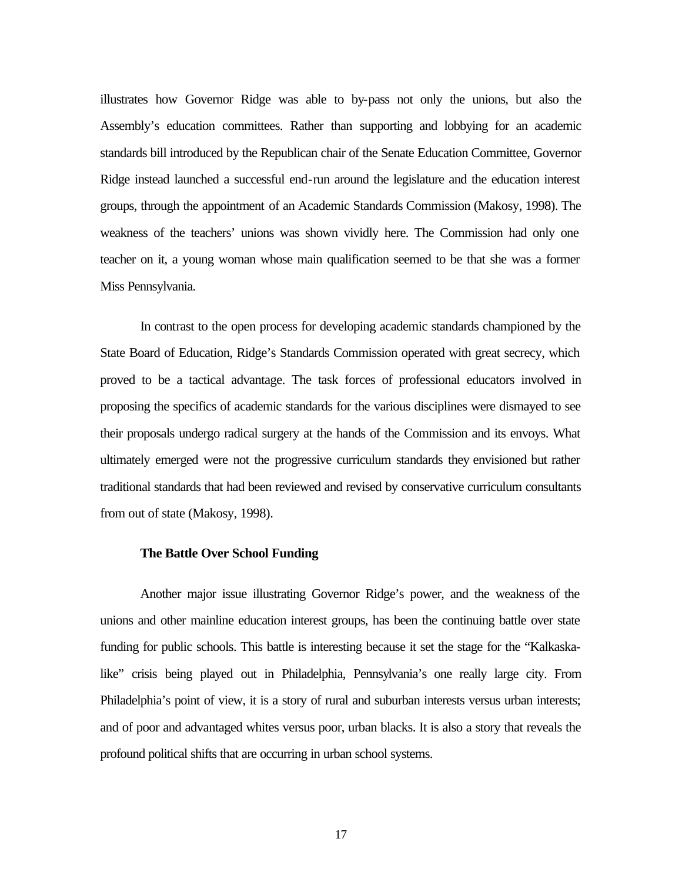illustrates how Governor Ridge was able to by-pass not only the unions, but also the Assembly's education committees. Rather than supporting and lobbying for an academic standards bill introduced by the Republican chair of the Senate Education Committee, Governor Ridge instead launched a successful end-run around the legislature and the education interest groups, through the appointment of an Academic Standards Commission (Makosy, 1998). The weakness of the teachers' unions was shown vividly here. The Commission had only one teacher on it, a young woman whose main qualification seemed to be that she was a former Miss Pennsylvania.

In contrast to the open process for developing academic standards championed by the State Board of Education, Ridge's Standards Commission operated with great secrecy, which proved to be a tactical advantage. The task forces of professional educators involved in proposing the specifics of academic standards for the various disciplines were dismayed to see their proposals undergo radical surgery at the hands of the Commission and its envoys. What ultimately emerged were not the progressive curriculum standards they envisioned but rather traditional standards that had been reviewed and revised by conservative curriculum consultants from out of state (Makosy, 1998).

### The Battle Over School Funding

Another major issue illustrating Governor Ridge's power, and the weakness of the unions and other mainline education interest groups, has been the continuing battle over state funding for public schools. This battle is interesting because it set the stage for the "Kalkaska-like" crisis being played out in Philadelphia, Pennsylvania's one really large city. From Philadelphia's point of view, it is a story of rural and suburban interests versus urban interests; and of poor and advantaged whites versus poor, urban blacks. It is also a story that reveals the profound political shifts that are occurring in urban school systems.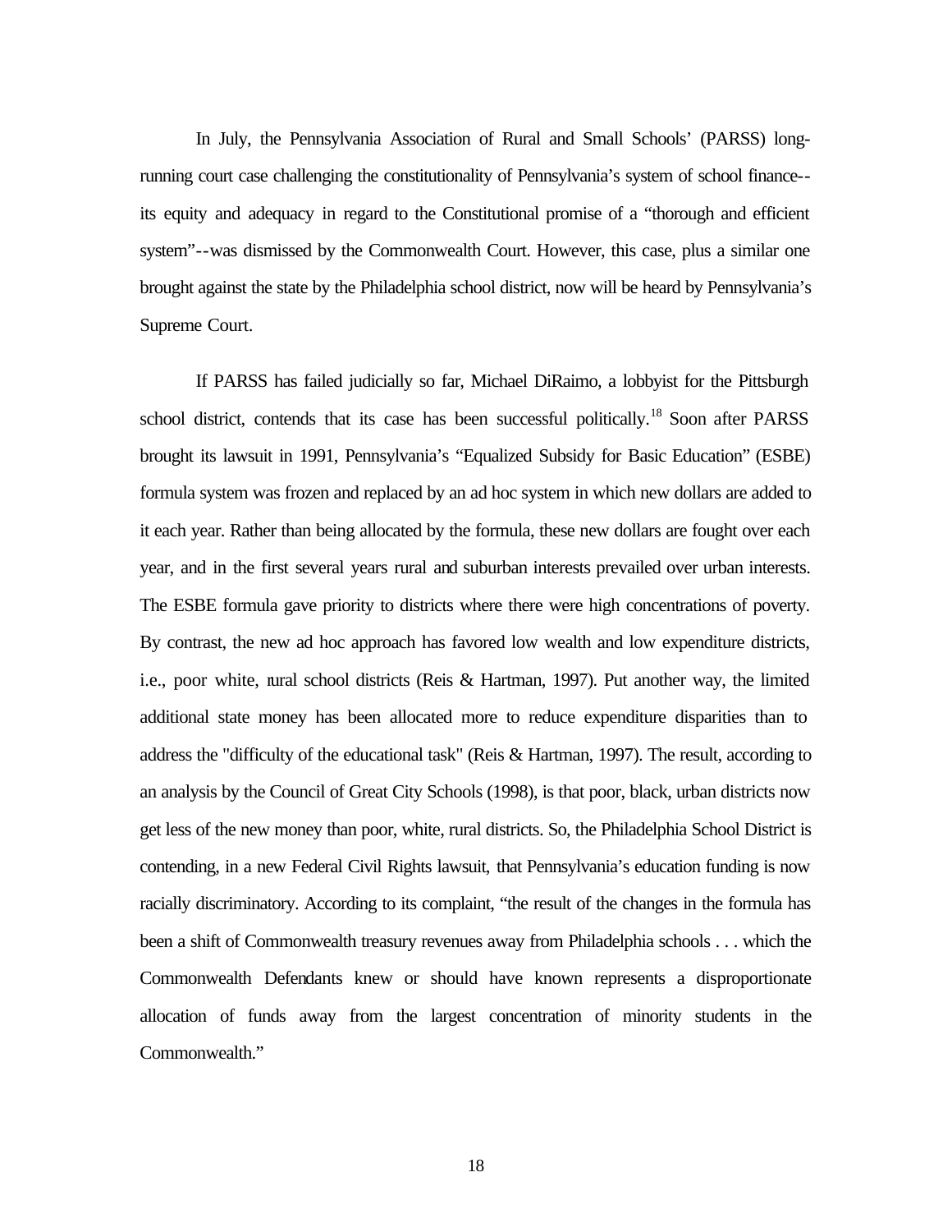In July, the Pennsylvania Association of Rural and Small Schools' (PARSS) long-running court case challenging the constitutionality of Pennsylvania's system of school finance--its equity and adequacy in regard to the Constitutional promise of a "thorough and efficient system"--was dismissed by the Commonwealth Court. However, this case, plus a similar one brought against the state by the Philadelphia school district, now will be heard by Pennsylvania's Supreme Court.

If PARSS has failed judicially so far, Michael DiRaimo, a lobbyist for the Pittsburgh school district, contends that its case has been successful politically.[18] Soon after PARSS brought its lawsuit in 1991, Pennsylvania's "Equalized Subsidy for Basic Education" (ESBE) formula system was frozen and replaced by an ad hoc system in which new dollars are added to it each year. Rather than being allocated by the formula, these new dollars are fought over each year, and in the first several years rural and suburban interests prevailed over urban interests. The ESBE formula gave priority to districts where there were high concentrations of poverty. By contrast, the new ad hoc approach has favored low wealth and low expenditure districts, i.e., poor white, rural school districts (Reis & Hartman, 1997). Put another way, the limited additional state money has been allocated more to reduce expenditure disparities than to address the "difficulty of the educational task" (Reis & Hartman, 1997). The result, according to an analysis by the Council of Great City Schools (1998), is that poor, black, urban districts now get less of the new money than poor, white, rural districts. So, the Philadelphia School District is contending, in a new Federal Civil Rights lawsuit, that Pennsylvania's education funding is now racially discriminatory. According to its complaint, "the result of the changes in the formula has been a shift of Commonwealth treasury revenues away from Philadelphia schools . . . which the Commonwealth Defendants knew or should have known represents a disproportionate allocation of funds away from the largest concentration of minority students in the Commonwealth."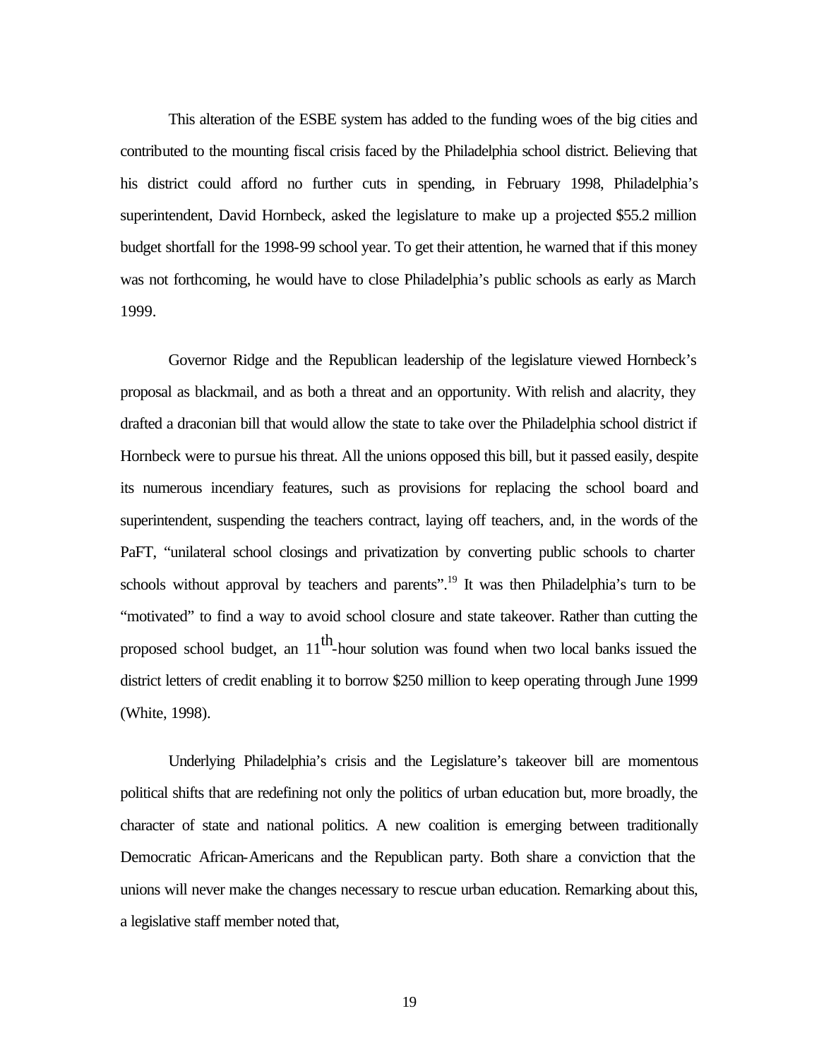This alteration of the ESBE system has added to the funding woes of the big cities and contributed to the mounting fiscal crisis faced by the Philadelphia school district. Believing that his district could afford no further cuts in spending, in February 1998, Philadelphia's superintendent, David Hornbeck, asked the legislature to make up a projected $55.2 million budget shortfall for the 1998-99 school year. To get their attention, he warned that if this money was not forthcoming, he would have to close Philadelphia's public schools as early as March 1999.

Governor Ridge and the Republican leadership of the legislature viewed Hornbeck's proposal as blackmail, and as both a threat and an opportunity. With relish and alacrity, they drafted a draconian bill that would allow the state to take over the Philadelphia school district if Hornbeck were to pursue his threat. All the unions opposed this bill, but it passed easily, despite its numerous incendiary features, such as provisions for replacing the school board and superintendent, suspending the teachers contract, laying off teachers, and, in the words of the PaFT, "unilateral school closings and privatization by converting public schools to charter schools without approval by teachers and parents".[19] It was then Philadelphia's turn to be "motivated" to find a way to avoid school closure and state takeover. Rather than cutting the proposed school budget, an 11th-hour solution was found when two local banks issued the district letters of credit enabling it to borrow $250 million to keep operating through June 1999 (White, 1998).

Underlying Philadelphia's crisis and the Legislature's takeover bill are momentous political shifts that are redefining not only the politics of urban education but, more broadly, the character of state and national politics. A new coalition is emerging between traditionally Democratic African-Americans and the Republican party. Both share a conviction that the unions will never make the changes necessary to rescue urban education. Remarking about this, a legislative staff member noted that,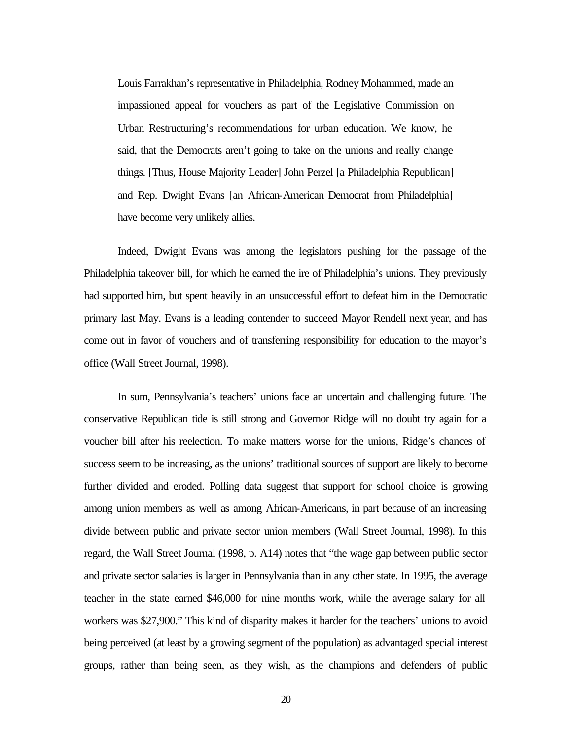> Louis Farrakhan's representative in Philadelphia, Rodney Mohammed, made an impassioned appeal for vouchers as part of the Legislative Commission on Urban Restructuring's recommendations for urban education. We know, he said, that the Democrats aren't going to take on the unions and really change things. [Thus, House Majority Leader] John Perzel [a Philadelphia Republican] and Rep. Dwight Evans [an African-American Democrat from Philadelphia] have become very unlikely allies.

Indeed, Dwight Evans was among the legislators pushing for the passage of the Philadelphia takeover bill, for which he earned the ire of Philadelphia's unions. They previously had supported him, but spent heavily in an unsuccessful effort to defeat him in the Democratic primary last May. Evans is a leading contender to succeed Mayor Rendell next year, and has come out in favor of vouchers and of transferring responsibility for education to the mayor's office (Wall Street Journal, 1998).

In sum, Pennsylvania's teachers' unions face an uncertain and challenging future. The conservative Republican tide is still strong and Governor Ridge will no doubt try again for a voucher bill after his reelection. To make matters worse for the unions, Ridge's chances of success seem to be increasing, as the unions' traditional sources of support are likely to become further divided and eroded. Polling data suggest that support for school choice is growing among union members as well as among African-Americans, in part because of an increasing divide between public and private sector union members (Wall Street Journal, 1998). In this regard, the Wall Street Journal (1998, p. A14) notes that "the wage gap between public sector and private sector salaries is larger in Pennsylvania than in any other state. In 1995, the average teacher in the state earned $46,000 for nine months work, while the average salary for all workers was $27,900." This kind of disparity makes it harder for the teachers' unions to avoid being perceived (at least by a growing segment of the population) as advantaged special interest groups, rather than being seen, as they wish, as the champions and defenders of public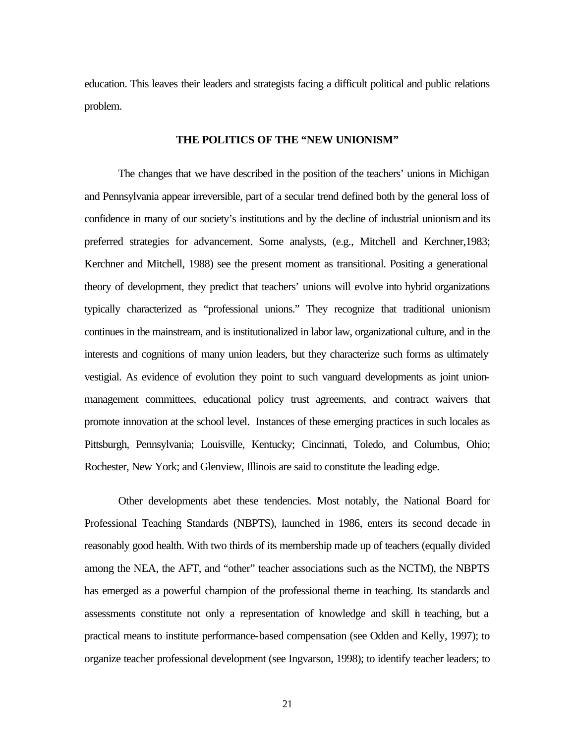education. This leaves their leaders and strategists facing a difficult political and public relations problem.

## THE POLITICS OF THE "NEW UNIONISM"

The changes that we have described in the position of the teachers' unions in Michigan and Pennsylvania appear irreversible, part of a secular trend defined both by the general loss of confidence in many of our society's institutions and by the decline of industrial unionism and its preferred strategies for advancement. Some analysts, (e.g., Mitchell and Kerchner,1983; Kerchner and Mitchell, 1988) see the present moment as transitional. Positing a generational theory of development, they predict that teachers' unions will evolve into hybrid organizations typically characterized as "professional unions." They recognize that traditional unionism continues in the mainstream, and is institutionalized in labor law, organizational culture, and in the interests and cognitions of many union leaders, but they characterize such forms as ultimately vestigial. As evidence of evolution they point to such vanguard developments as joint union-management committees, educational policy trust agreements, and contract waivers that promote innovation at the school level. Instances of these emerging practices in such locales as Pittsburgh, Pennsylvania; Louisville, Kentucky; Cincinnati, Toledo, and Columbus, Ohio; Rochester, New York; and Glenview, Illinois are said to constitute the leading edge.

Other developments abet these tendencies. Most notably, the National Board for Professional Teaching Standards (NBPTS), launched in 1986, enters its second decade in reasonably good health. With two thirds of its membership made up of teachers (equally divided among the NEA, the AFT, and "other" teacher associations such as the NCTM), the NBPTS has emerged as a powerful champion of the professional theme in teaching. Its standards and assessments constitute not only a representation of knowledge and skill in teaching, but a practical means to institute performance-based compensation (see Odden and Kelly, 1997); to organize teacher professional development (see Ingvarson, 1998); to identify teacher leaders; to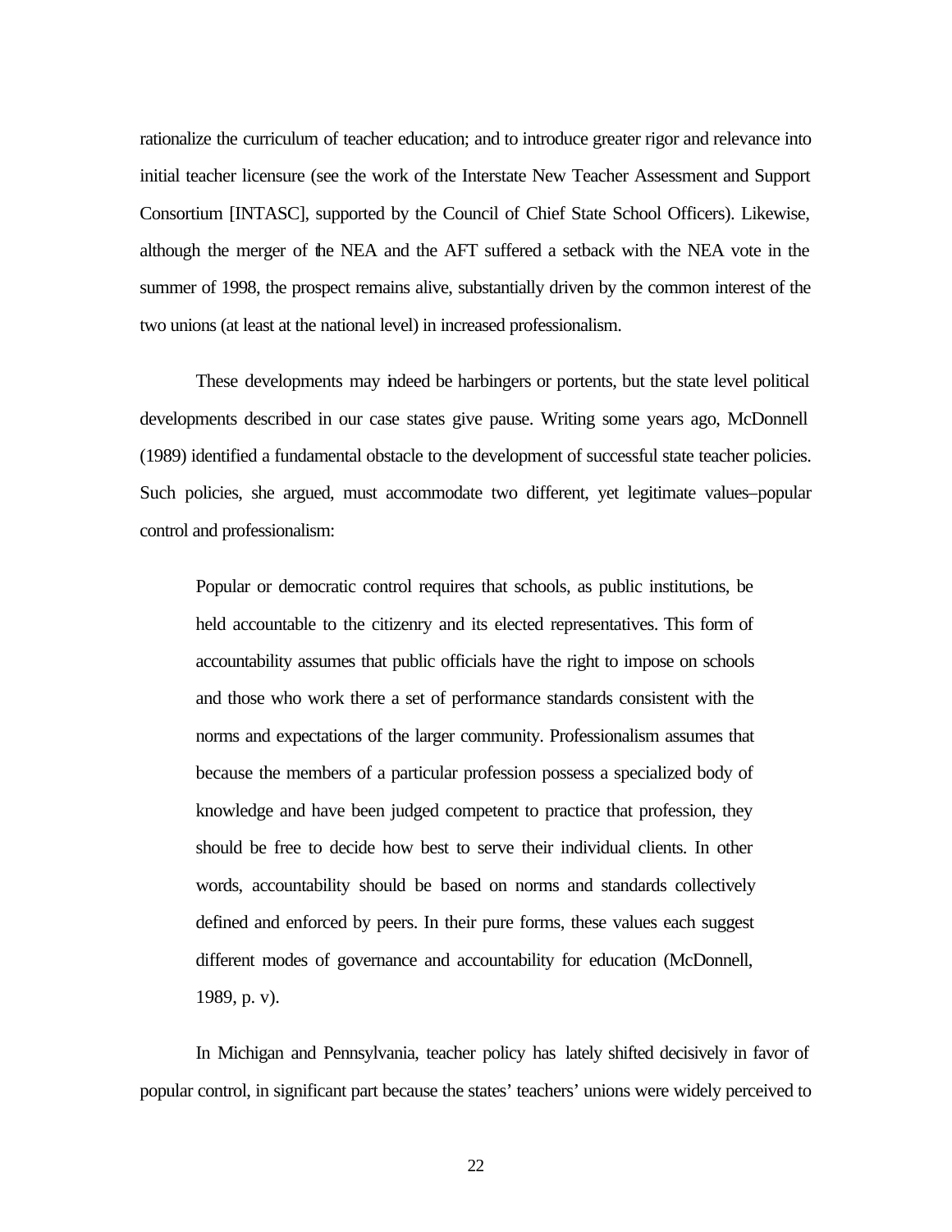rationalize the curriculum of teacher education; and to introduce greater rigor and relevance into initial teacher licensure (see the work of the Interstate New Teacher Assessment and Support Consortium [INTASC], supported by the Council of Chief State School Officers). Likewise, although the merger of the NEA and the AFT suffered a setback with the NEA vote in the summer of 1998, the prospect remains alive, substantially driven by the common interest of the two unions (at least at the national level) in increased professionalism.

These developments may indeed be harbingers or portents, but the state level political developments described in our case states give pause. Writing some years ago, McDonnell (1989) identified a fundamental obstacle to the development of successful state teacher policies. Such policies, she argued, must accommodate two different, yet legitimate values–popular control and professionalism:

> Popular or democratic control requires that schools, as public institutions, be held accountable to the citizenry and its elected representatives. This form of accountability assumes that public officials have the right to impose on schools and those who work there a set of performance standards consistent with the norms and expectations of the larger community. Professionalism assumes that because the members of a particular profession possess a specialized body of knowledge and have been judged competent to practice that profession, they should be free to decide how best to serve their individual clients. In other words, accountability should be based on norms and standards collectively defined and enforced by peers. In their pure forms, these values each suggest different modes of governance and accountability for education (McDonnell, 1989, p. v).

In Michigan and Pennsylvania, teacher policy has lately shifted decisively in favor of popular control, in significant part because the states' teachers' unions were widely perceived to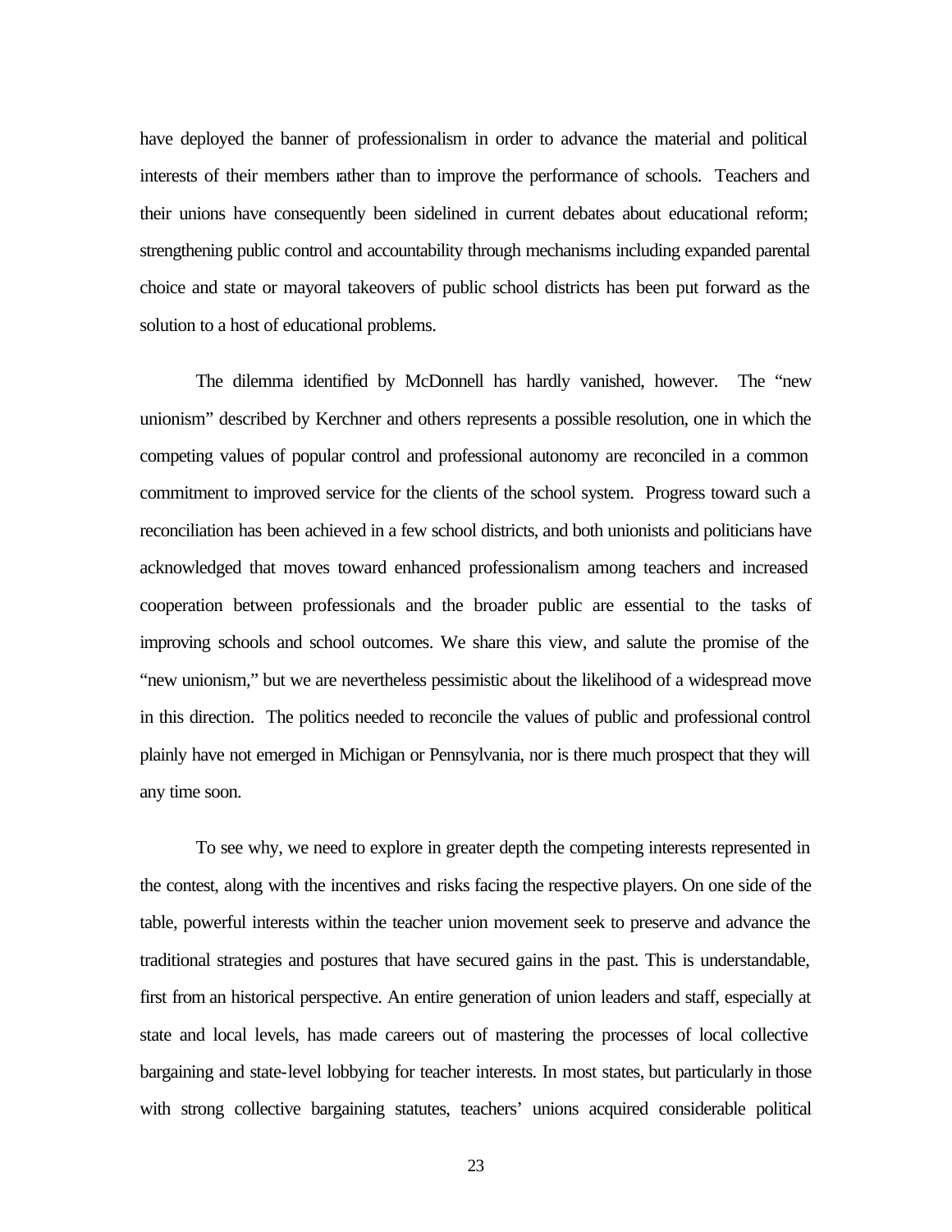have deployed the banner of professionalism in order to advance the material and political interests of their members rather than to improve the performance of schools. Teachers and their unions have consequently been sidelined in current debates about educational reform; strengthening public control and accountability through mechanisms including expanded parental choice and state or mayoral takeovers of public school districts has been put forward as the solution to a host of educational problems.

The dilemma identified by McDonnell has hardly vanished, however. The "new unionism" described by Kerchner and others represents a possible resolution, one in which the competing values of popular control and professional autonomy are reconciled in a common commitment to improved service for the clients of the school system. Progress toward such a reconciliation has been achieved in a few school districts, and both unionists and politicians have acknowledged that moves toward enhanced professionalism among teachers and increased cooperation between professionals and the broader public are essential to the tasks of improving schools and school outcomes. We share this view, and salute the promise of the "new unionism," but we are nevertheless pessimistic about the likelihood of a widespread move in this direction. The politics needed to reconcile the values of public and professional control plainly have not emerged in Michigan or Pennsylvania, nor is there much prospect that they will any time soon.

To see why, we need to explore in greater depth the competing interests represented in the contest, along with the incentives and risks facing the respective players. On one side of the table, powerful interests within the teacher union movement seek to preserve and advance the traditional strategies and postures that have secured gains in the past. This is understandable, first from an historical perspective. An entire generation of union leaders and staff, especially at state and local levels, has made careers out of mastering the processes of local collective bargaining and state-level lobbying for teacher interests. In most states, but particularly in those with strong collective bargaining statutes, teachers' unions acquired considerable political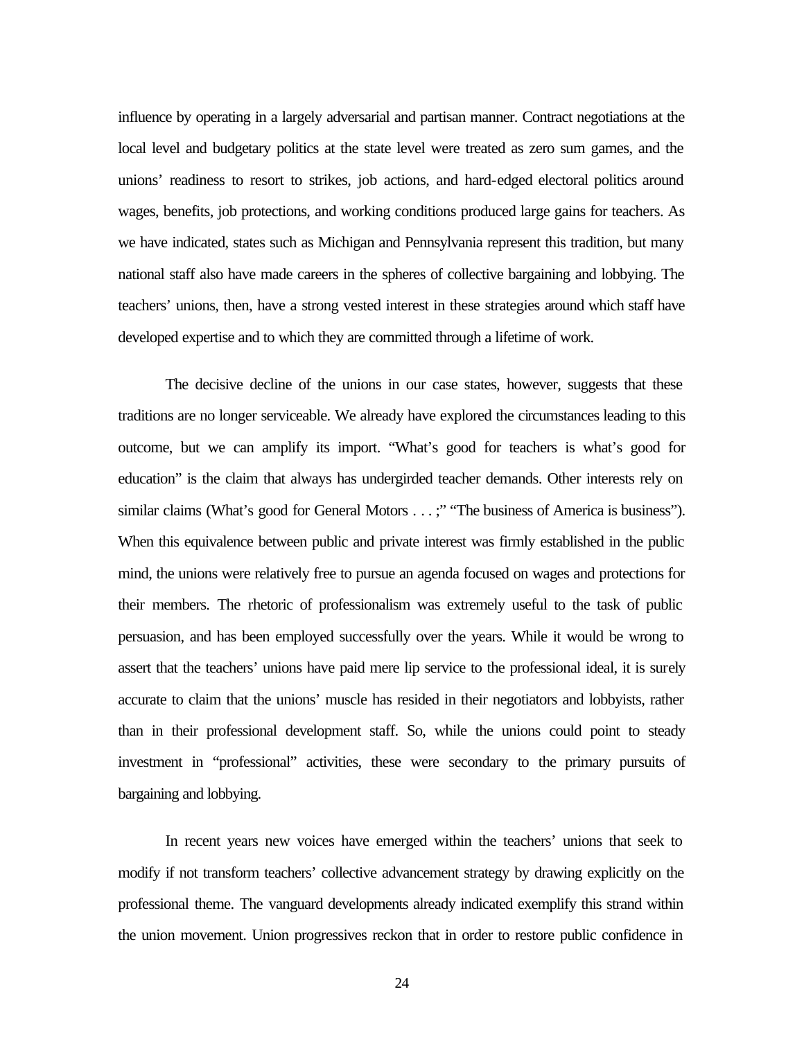influence by operating in a largely adversarial and partisan manner. Contract negotiations at the local level and budgetary politics at the state level were treated as zero sum games, and the unions' readiness to resort to strikes, job actions, and hard-edged electoral politics around wages, benefits, job protections, and working conditions produced large gains for teachers. As we have indicated, states such as Michigan and Pennsylvania represent this tradition, but many national staff also have made careers in the spheres of collective bargaining and lobbying. The teachers' unions, then, have a strong vested interest in these strategies around which staff have developed expertise and to which they are committed through a lifetime of work.

The decisive decline of the unions in our case states, however, suggests that these traditions are no longer serviceable. We already have explored the circumstances leading to this outcome, but we can amplify its import. "What's good for teachers is what's good for education" is the claim that always has undergirded teacher demands. Other interests rely on similar claims (What's good for General Motors . . . ;" "The business of America is business"). When this equivalence between public and private interest was firmly established in the public mind, the unions were relatively free to pursue an agenda focused on wages and protections for their members. The rhetoric of professionalism was extremely useful to the task of public persuasion, and has been employed successfully over the years. While it would be wrong to assert that the teachers' unions have paid mere lip service to the professional ideal, it is surely accurate to claim that the unions' muscle has resided in their negotiators and lobbyists, rather than in their professional development staff. So, while the unions could point to steady investment in "professional" activities, these were secondary to the primary pursuits of bargaining and lobbying.

In recent years new voices have emerged within the teachers' unions that seek to modify if not transform teachers' collective advancement strategy by drawing explicitly on the professional theme. The vanguard developments already indicated exemplify this strand within the union movement. Union progressives reckon that in order to restore public confidence in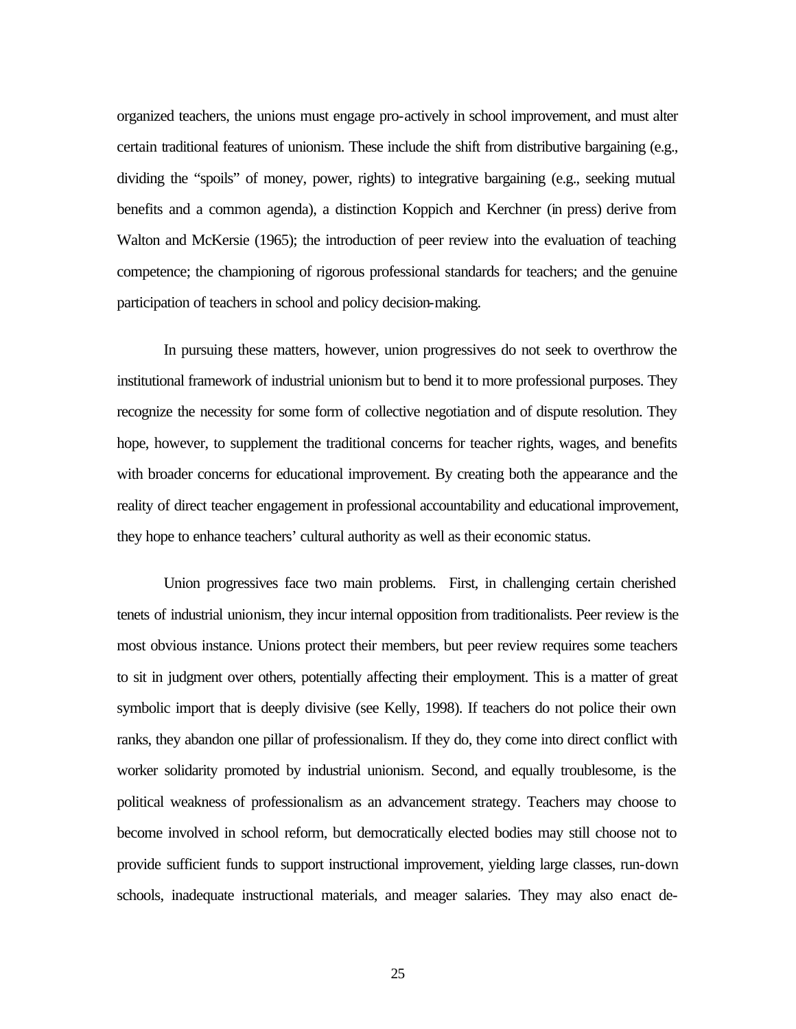organized teachers, the unions must engage pro-actively in school improvement, and must alter certain traditional features of unionism. These include the shift from distributive bargaining (e.g., dividing the "spoils" of money, power, rights) to integrative bargaining (e.g., seeking mutual benefits and a common agenda), a distinction Koppich and Kerchner (in press) derive from Walton and McKersie (1965); the introduction of peer review into the evaluation of teaching competence; the championing of rigorous professional standards for teachers; and the genuine participation of teachers in school and policy decision-making.

In pursuing these matters, however, union progressives do not seek to overthrow the institutional framework of industrial unionism but to bend it to more professional purposes. They recognize the necessity for some form of collective negotiation and of dispute resolution. They hope, however, to supplement the traditional concerns for teacher rights, wages, and benefits with broader concerns for educational improvement. By creating both the appearance and the reality of direct teacher engagement in professional accountability and educational improvement, they hope to enhance teachers' cultural authority as well as their economic status.

Union progressives face two main problems. First, in challenging certain cherished tenets of industrial unionism, they incur internal opposition from traditionalists. Peer review is the most obvious instance. Unions protect their members, but peer review requires some teachers to sit in judgment over others, potentially affecting their employment. This is a matter of great symbolic import that is deeply divisive (see Kelly, 1998). If teachers do not police their own ranks, they abandon one pillar of professionalism. If they do, they come into direct conflict with worker solidarity promoted by industrial unionism. Second, and equally troublesome, is the political weakness of professionalism as an advancement strategy. Teachers may choose to become involved in school reform, but democratically elected bodies may still choose not to provide sufficient funds to support instructional improvement, yielding large classes, run-down schools, inadequate instructional materials, and meager salaries. They may also enact de-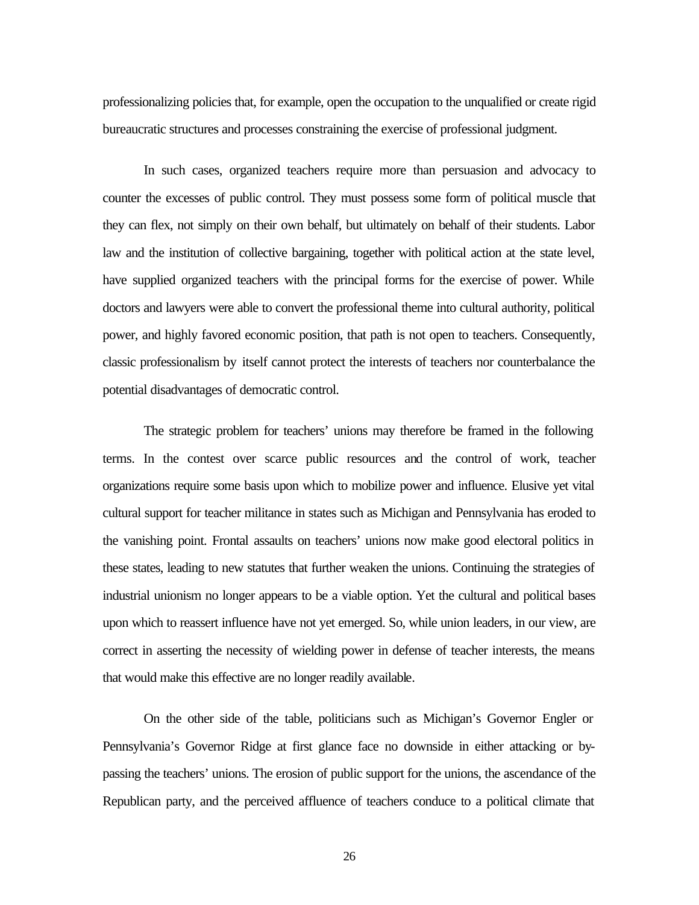professionalizing policies that, for example, open the occupation to the unqualified or create rigid bureaucratic structures and processes constraining the exercise of professional judgment.

In such cases, organized teachers require more than persuasion and advocacy to counter the excesses of public control. They must possess some form of political muscle that they can flex, not simply on their own behalf, but ultimately on behalf of their students. Labor law and the institution of collective bargaining, together with political action at the state level, have supplied organized teachers with the principal forms for the exercise of power. While doctors and lawyers were able to convert the professional theme into cultural authority, political power, and highly favored economic position, that path is not open to teachers. Consequently, classic professionalism by itself cannot protect the interests of teachers nor counterbalance the potential disadvantages of democratic control.

The strategic problem for teachers' unions may therefore be framed in the following terms. In the contest over scarce public resources and the control of work, teacher organizations require some basis upon which to mobilize power and influence. Elusive yet vital cultural support for teacher militance in states such as Michigan and Pennsylvania has eroded to the vanishing point. Frontal assaults on teachers' unions now make good electoral politics in these states, leading to new statutes that further weaken the unions. Continuing the strategies of industrial unionism no longer appears to be a viable option. Yet the cultural and political bases upon which to reassert influence have not yet emerged. So, while union leaders, in our view, are correct in asserting the necessity of wielding power in defense of teacher interests, the means that would make this effective are no longer readily available.

On the other side of the table, politicians such as Michigan's Governor Engler or Pennsylvania's Governor Ridge at first glance face no downside in either attacking or by-passing the teachers' unions. The erosion of public support for the unions, the ascendance of the Republican party, and the perceived affluence of teachers conduce to a political climate that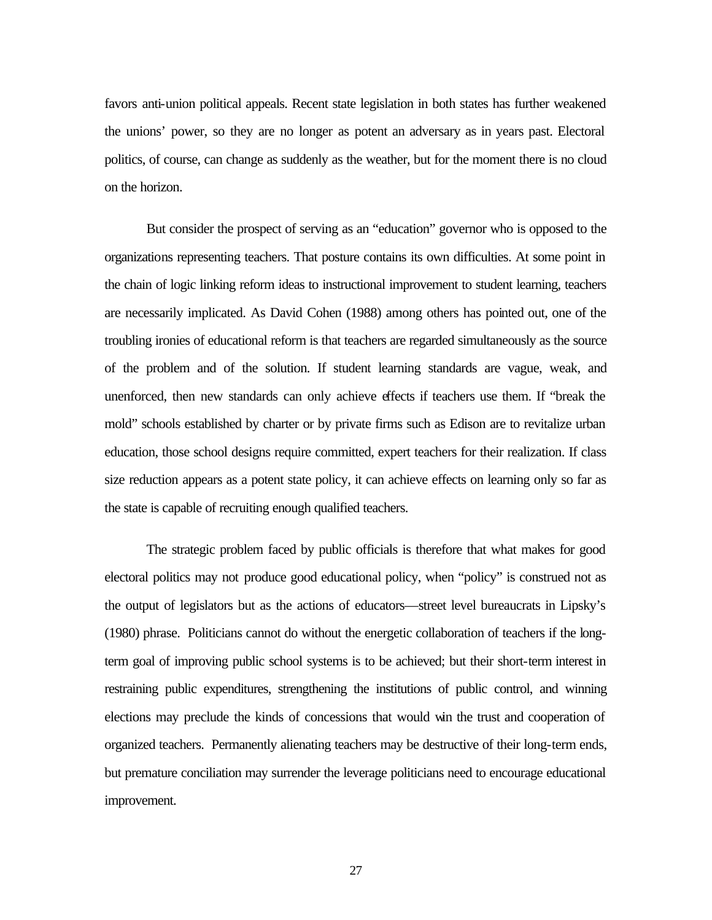favors anti-union political appeals. Recent state legislation in both states has further weakened the unions' power, so they are no longer as potent an adversary as in years past. Electoral politics, of course, can change as suddenly as the weather, but for the moment there is no cloud on the horizon.

But consider the prospect of serving as an "education" governor who is opposed to the organizations representing teachers. That posture contains its own difficulties. At some point in the chain of logic linking reform ideas to instructional improvement to student learning, teachers are necessarily implicated. As David Cohen (1988) among others has pointed out, one of the troubling ironies of educational reform is that teachers are regarded simultaneously as the source of the problem and of the solution. If student learning standards are vague, weak, and unenforced, then new standards can only achieve effects if teachers use them. If "break the mold" schools established by charter or by private firms such as Edison are to revitalize urban education, those school designs require committed, expert teachers for their realization. If class size reduction appears as a potent state policy, it can achieve effects on learning only so far as the state is capable of recruiting enough qualified teachers.

The strategic problem faced by public officials is therefore that what makes for good electoral politics may not produce good educational policy, when "policy" is construed not as the output of legislators but as the actions of educators—street level bureaucrats in Lipsky's (1980) phrase. Politicians cannot do without the energetic collaboration of teachers if the long-term goal of improving public school systems is to be achieved; but their short-term interest in restraining public expenditures, strengthening the institutions of public control, and winning elections may preclude the kinds of concessions that would win the trust and cooperation of organized teachers. Permanently alienating teachers may be destructive of their long-term ends, but premature conciliation may surrender the leverage politicians need to encourage educational improvement.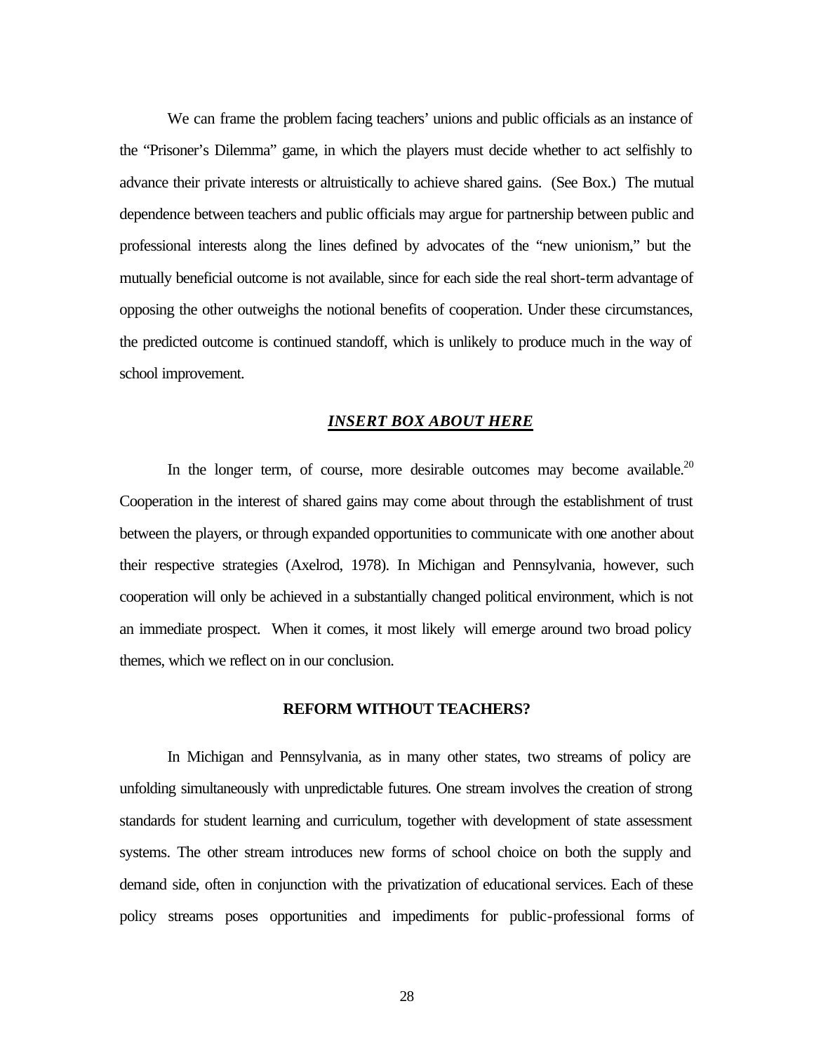We can frame the problem facing teachers' unions and public officials as an instance of the "Prisoner's Dilemma" game, in which the players must decide whether to act selfishly to advance their private interests or altruistically to achieve shared gains. (See Box.) The mutual dependence between teachers and public officials may argue for partnership between public and professional interests along the lines defined by advocates of the "new unionism," but the mutually beneficial outcome is not available, since for each side the real short-term advantage of opposing the other outweighs the notional benefits of cooperation. Under these circumstances, the predicted outcome is continued standoff, which is unlikely to produce much in the way of school improvement.

***INSERT BOX ABOUT HERE***

In the longer term, of course, more desirable outcomes may become available.[20] Cooperation in the interest of shared gains may come about through the establishment of trust between the players, or through expanded opportunities to communicate with one another about their respective strategies (Axelrod, 1978). In Michigan and Pennsylvania, however, such cooperation will only be achieved in a substantially changed political environment, which is not an immediate prospect. When it comes, it most likely will emerge around two broad policy themes, which we reflect on in our conclusion.

## REFORM WITHOUT TEACHERS?

In Michigan and Pennsylvania, as in many other states, two streams of policy are unfolding simultaneously with unpredictable futures. One stream involves the creation of strong standards for student learning and curriculum, together with development of state assessment systems. The other stream introduces new forms of school choice on both the supply and demand side, often in conjunction with the privatization of educational services. Each of these policy streams poses opportunities and impediments for public-professional forms of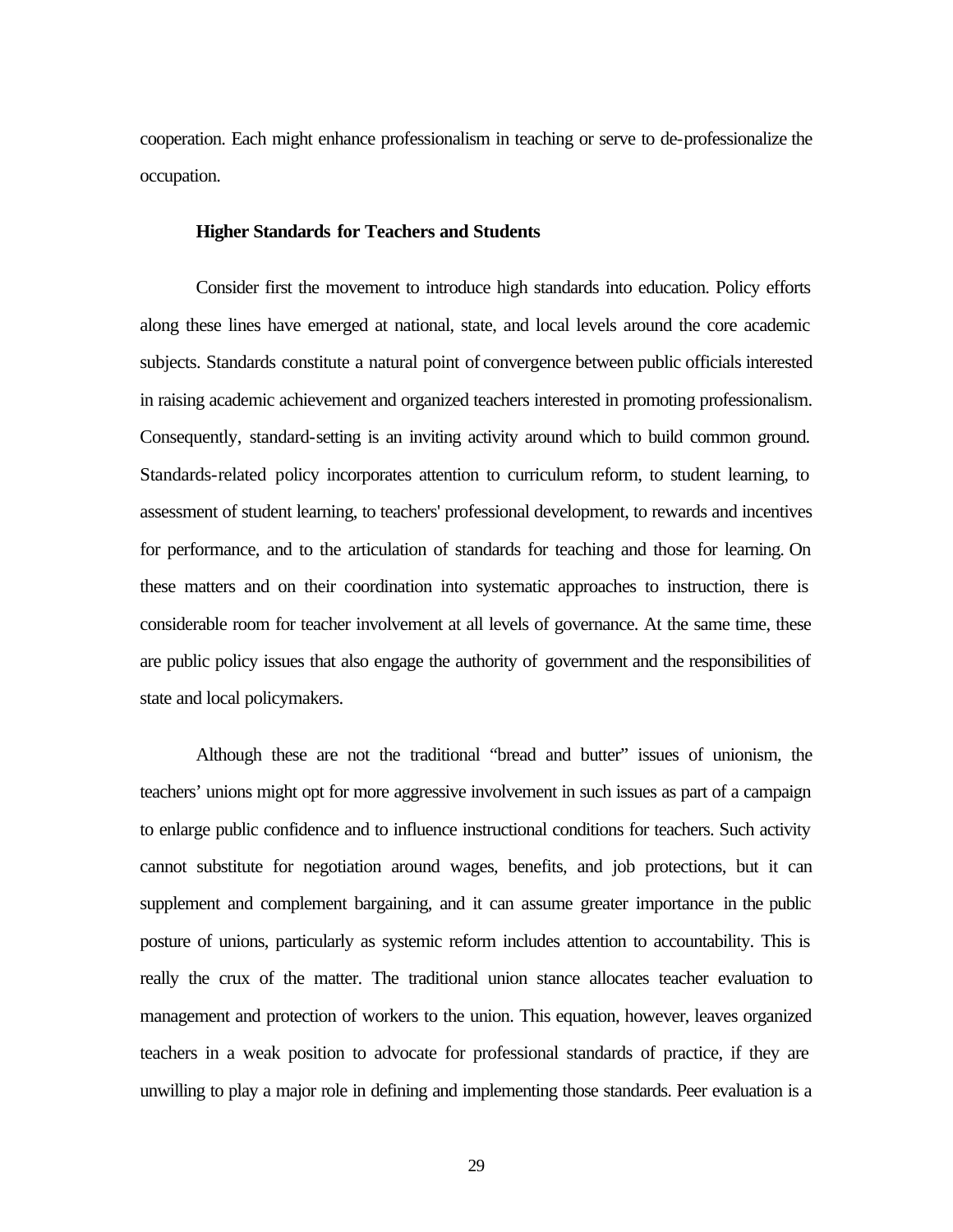cooperation. Each might enhance professionalism in teaching or serve to de-professionalize the occupation.

### Higher Standards for Teachers and Students

Consider first the movement to introduce high standards into education. Policy efforts along these lines have emerged at national, state, and local levels around the core academic subjects. Standards constitute a natural point of convergence between public officials interested in raising academic achievement and organized teachers interested in promoting professionalism. Consequently, standard-setting is an inviting activity around which to build common ground. Standards-related policy incorporates attention to curriculum reform, to student learning, to assessment of student learning, to teachers' professional development, to rewards and incentives for performance, and to the articulation of standards for teaching and those for learning. On these matters and on their coordination into systematic approaches to instruction, there is considerable room for teacher involvement at all levels of governance. At the same time, these are public policy issues that also engage the authority of government and the responsibilities of state and local policymakers.

Although these are not the traditional "bread and butter" issues of unionism, the teachers' unions might opt for more aggressive involvement in such issues as part of a campaign to enlarge public confidence and to influence instructional conditions for teachers. Such activity cannot substitute for negotiation around wages, benefits, and job protections, but it can supplement and complement bargaining, and it can assume greater importance in the public posture of unions, particularly as systemic reform includes attention to accountability. This is really the crux of the matter. The traditional union stance allocates teacher evaluation to management and protection of workers to the union. This equation, however, leaves organized teachers in a weak position to advocate for professional standards of practice, if they are unwilling to play a major role in defining and implementing those standards. Peer evaluation is a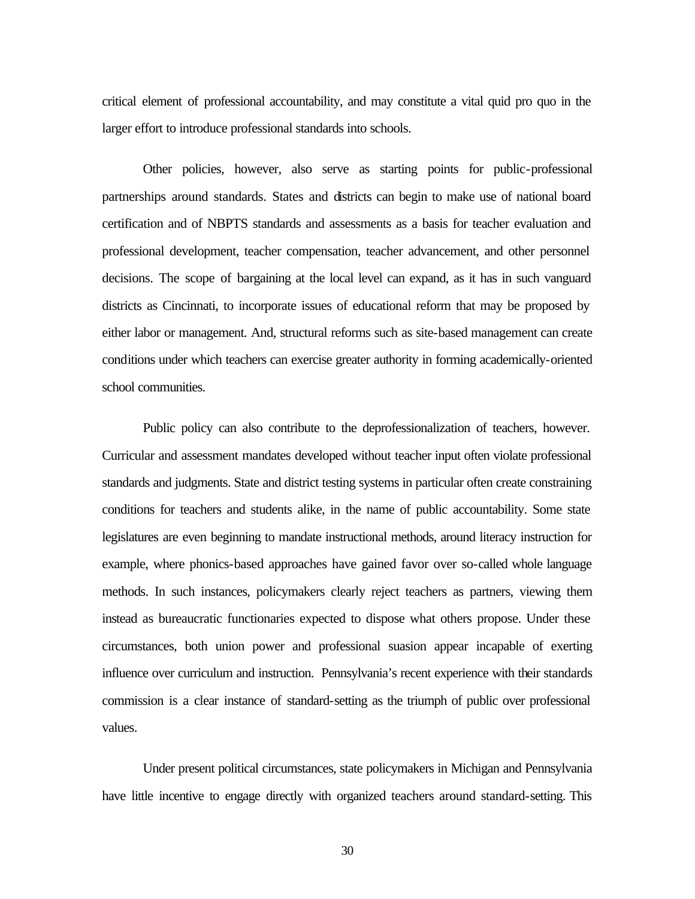critical element of professional accountability, and may constitute a vital quid pro quo in the larger effort to introduce professional standards into schools.

Other policies, however, also serve as starting points for public-professional partnerships around standards. States and districts can begin to make use of national board certification and of NBPTS standards and assessments as a basis for teacher evaluation and professional development, teacher compensation, teacher advancement, and other personnel decisions. The scope of bargaining at the local level can expand, as it has in such vanguard districts as Cincinnati, to incorporate issues of educational reform that may be proposed by either labor or management. And, structural reforms such as site-based management can create conditions under which teachers can exercise greater authority in forming academically-oriented school communities.

Public policy can also contribute to the deprofessionalization of teachers, however. Curricular and assessment mandates developed without teacher input often violate professional standards and judgments. State and district testing systems in particular often create constraining conditions for teachers and students alike, in the name of public accountability. Some state legislatures are even beginning to mandate instructional methods, around literacy instruction for example, where phonics-based approaches have gained favor over so-called whole language methods. In such instances, policymakers clearly reject teachers as partners, viewing them instead as bureaucratic functionaries expected to dispose what others propose. Under these circumstances, both union power and professional suasion appear incapable of exerting influence over curriculum and instruction. Pennsylvania's recent experience with their standards commission is a clear instance of standard-setting as the triumph of public over professional values.

Under present political circumstances, state policymakers in Michigan and Pennsylvania have little incentive to engage directly with organized teachers around standard-setting. This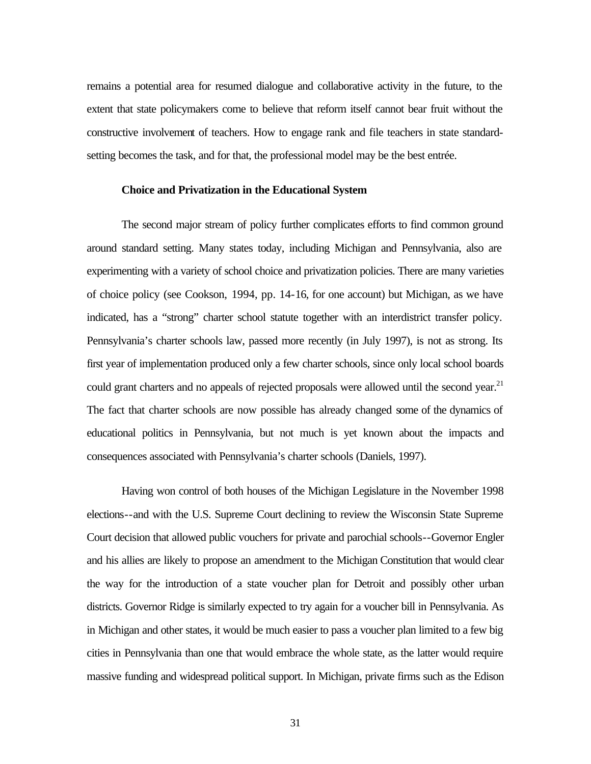remains a potential area for resumed dialogue and collaborative activity in the future, to the extent that state policymakers come to believe that reform itself cannot bear fruit without the constructive involvement of teachers. How to engage rank and file teachers in state standard-setting becomes the task, and for that, the professional model may be the best entrée.

**Choice and Privatization in the Educational System**

The second major stream of policy further complicates efforts to find common ground around standard setting. Many states today, including Michigan and Pennsylvania, also are experimenting with a variety of school choice and privatization policies. There are many varieties of choice policy (see Cookson, 1994, pp. 14-16, for one account) but Michigan, as we have indicated, has a "strong" charter school statute together with an interdistrict transfer policy. Pennsylvania's charter schools law, passed more recently (in July 1997), is not as strong. Its first year of implementation produced only a few charter schools, since only local school boards could grant charters and no appeals of rejected proposals were allowed until the second year.[21] The fact that charter schools are now possible has already changed some of the dynamics of educational politics in Pennsylvania, but not much is yet known about the impacts and consequences associated with Pennsylvania's charter schools (Daniels, 1997).

Having won control of both houses of the Michigan Legislature in the November 1998 elections--and with the U.S. Supreme Court declining to review the Wisconsin State Supreme Court decision that allowed public vouchers for private and parochial schools--Governor Engler and his allies are likely to propose an amendment to the Michigan Constitution that would clear the way for the introduction of a state voucher plan for Detroit and possibly other urban districts. Governor Ridge is similarly expected to try again for a voucher bill in Pennsylvania. As in Michigan and other states, it would be much easier to pass a voucher plan limited to a few big cities in Pennsylvania than one that would embrace the whole state, as the latter would require massive funding and widespread political support. In Michigan, private firms such as the Edison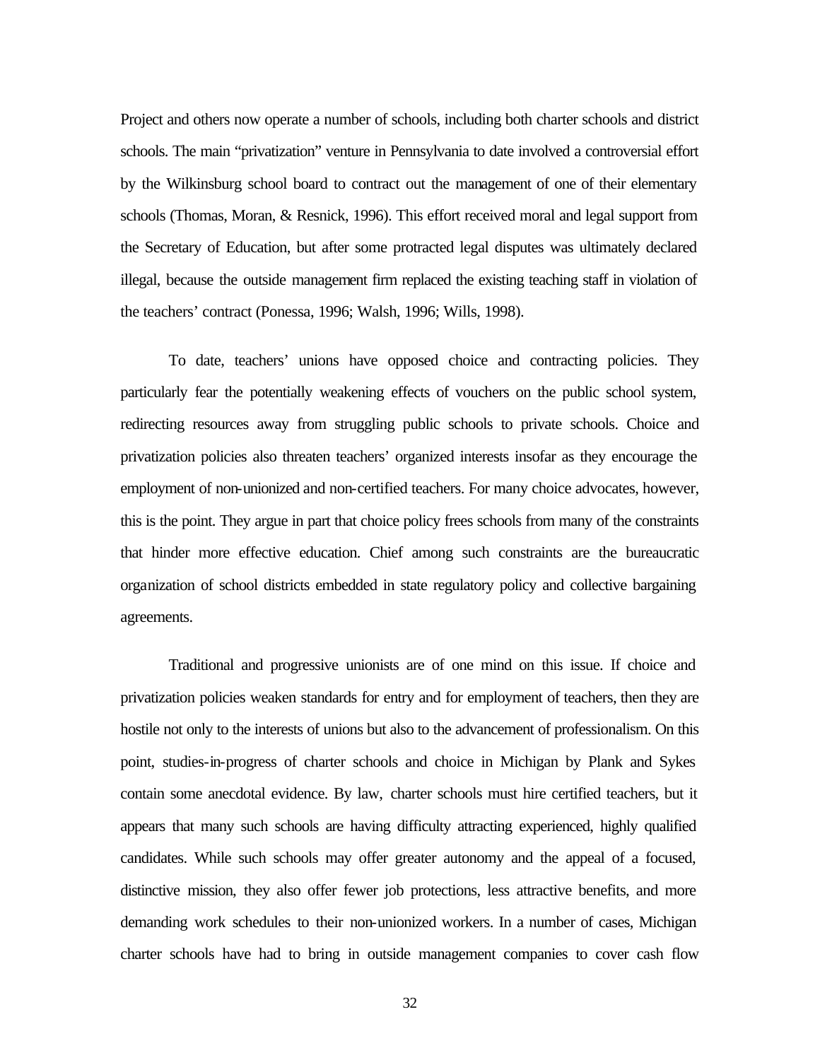Project and others now operate a number of schools, including both charter schools and district schools. The main "privatization" venture in Pennsylvania to date involved a controversial effort by the Wilkinsburg school board to contract out the management of one of their elementary schools (Thomas, Moran, & Resnick, 1996). This effort received moral and legal support from the Secretary of Education, but after some protracted legal disputes was ultimately declared illegal, because the outside management firm replaced the existing teaching staff in violation of the teachers' contract (Ponessa, 1996; Walsh, 1996; Wills, 1998).

To date, teachers' unions have opposed choice and contracting policies. They particularly fear the potentially weakening effects of vouchers on the public school system, redirecting resources away from struggling public schools to private schools. Choice and privatization policies also threaten teachers' organized interests insofar as they encourage the employment of non-unionized and non-certified teachers. For many choice advocates, however, this is the point. They argue in part that choice policy frees schools from many of the constraints that hinder more effective education. Chief among such constraints are the bureaucratic organization of school districts embedded in state regulatory policy and collective bargaining agreements.

Traditional and progressive unionists are of one mind on this issue. If choice and privatization policies weaken standards for entry and for employment of teachers, then they are hostile not only to the interests of unions but also to the advancement of professionalism. On this point, studies-in-progress of charter schools and choice in Michigan by Plank and Sykes contain some anecdotal evidence. By law, charter schools must hire certified teachers, but it appears that many such schools are having difficulty attracting experienced, highly qualified candidates. While such schools may offer greater autonomy and the appeal of a focused, distinctive mission, they also offer fewer job protections, less attractive benefits, and more demanding work schedules to their non-unionized workers. In a number of cases, Michigan charter schools have had to bring in outside management companies to cover cash flow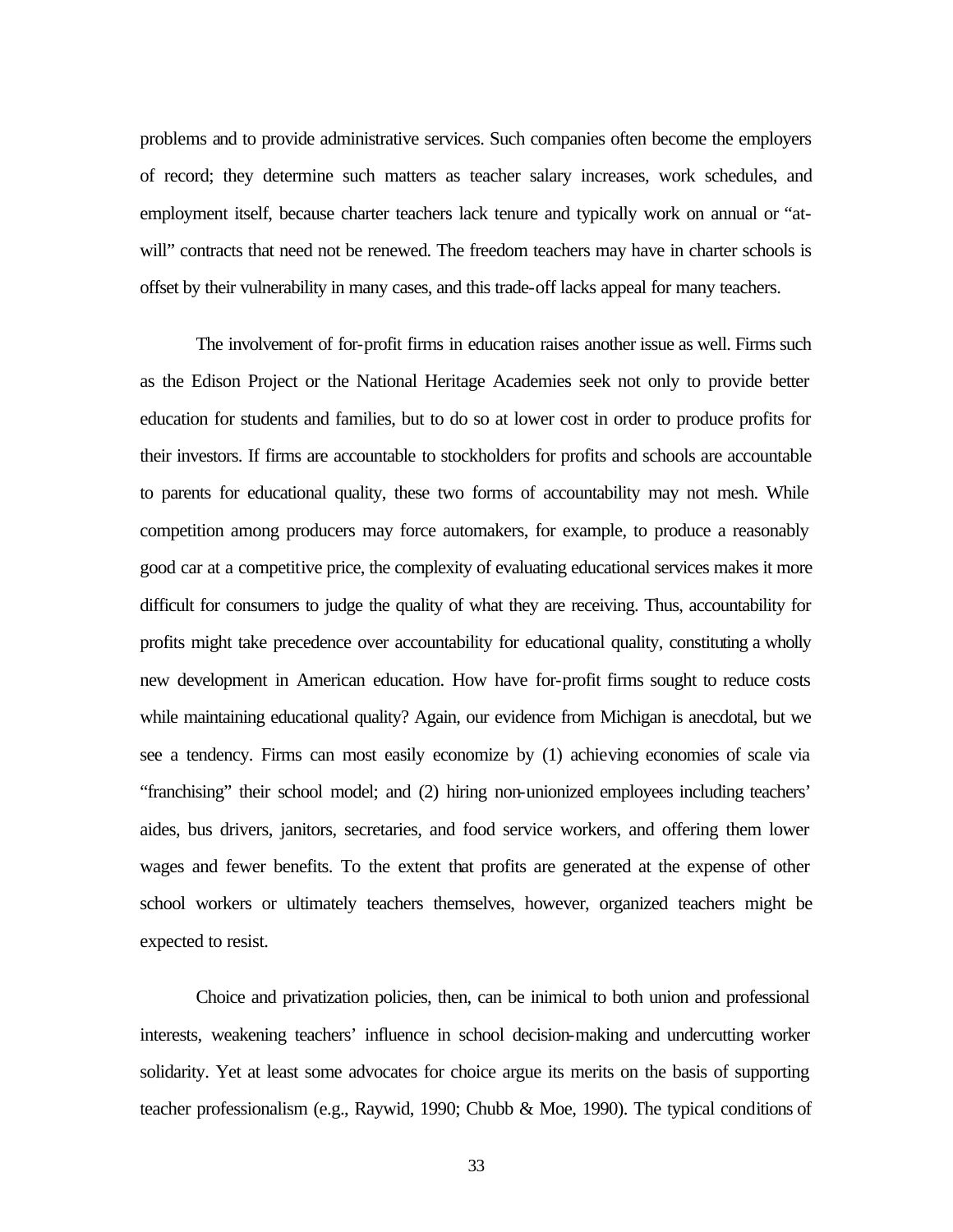problems and to provide administrative services. Such companies often become the employers of record; they determine such matters as teacher salary increases, work schedules, and employment itself, because charter teachers lack tenure and typically work on annual or "at-will" contracts that need not be renewed. The freedom teachers may have in charter schools is offset by their vulnerability in many cases, and this trade-off lacks appeal for many teachers.

The involvement of for-profit firms in education raises another issue as well. Firms such as the Edison Project or the National Heritage Academies seek not only to provide better education for students and families, but to do so at lower cost in order to produce profits for their investors. If firms are accountable to stockholders for profits and schools are accountable to parents for educational quality, these two forms of accountability may not mesh. While competition among producers may force automakers, for example, to produce a reasonably good car at a competitive price, the complexity of evaluating educational services makes it more difficult for consumers to judge the quality of what they are receiving. Thus, accountability for profits might take precedence over accountability for educational quality, constituting a wholly new development in American education. How have for-profit firms sought to reduce costs while maintaining educational quality? Again, our evidence from Michigan is anecdotal, but we see a tendency. Firms can most easily economize by (1) achieving economies of scale via "franchising" their school model; and (2) hiring non-unionized employees including teachers' aides, bus drivers, janitors, secretaries, and food service workers, and offering them lower wages and fewer benefits. To the extent that profits are generated at the expense of other school workers or ultimately teachers themselves, however, organized teachers might be expected to resist.

Choice and privatization policies, then, can be inimical to both union and professional interests, weakening teachers' influence in school decision-making and undercutting worker solidarity. Yet at least some advocates for choice argue its merits on the basis of supporting teacher professionalism (e.g., Raywid, 1990; Chubb & Moe, 1990). The typical conditions of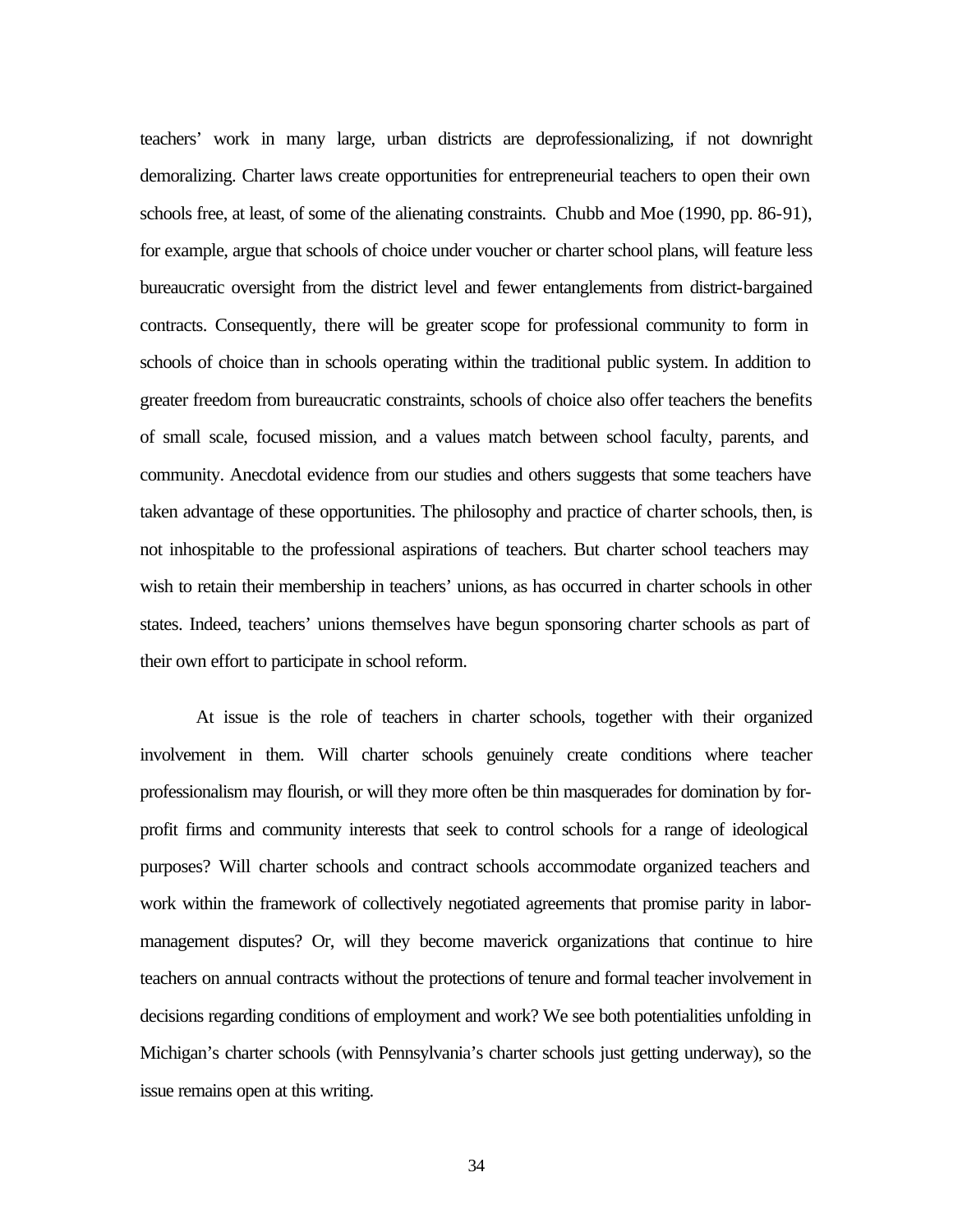teachers' work in many large, urban districts are deprofessionalizing, if not downright demoralizing. Charter laws create opportunities for entrepreneurial teachers to open their own schools free, at least, of some of the alienating constraints. Chubb and Moe (1990, pp. 86-91), for example, argue that schools of choice under voucher or charter school plans, will feature less bureaucratic oversight from the district level and fewer entanglements from district-bargained contracts. Consequently, there will be greater scope for professional community to form in schools of choice than in schools operating within the traditional public system. In addition to greater freedom from bureaucratic constraints, schools of choice also offer teachers the benefits of small scale, focused mission, and a values match between school faculty, parents, and community. Anecdotal evidence from our studies and others suggests that some teachers have taken advantage of these opportunities. The philosophy and practice of charter schools, then, is not inhospitable to the professional aspirations of teachers. But charter school teachers may wish to retain their membership in teachers' unions, as has occurred in charter schools in other states. Indeed, teachers' unions themselves have begun sponsoring charter schools as part of their own effort to participate in school reform.

At issue is the role of teachers in charter schools, together with their organized involvement in them. Will charter schools genuinely create conditions where teacher professionalism may flourish, or will they more often be thin masquerades for domination by for-profit firms and community interests that seek to control schools for a range of ideological purposes? Will charter schools and contract schools accommodate organized teachers and work within the framework of collectively negotiated agreements that promise parity in labor-management disputes? Or, will they become maverick organizations that continue to hire teachers on annual contracts without the protections of tenure and formal teacher involvement in decisions regarding conditions of employment and work? We see both potentialities unfolding in Michigan's charter schools (with Pennsylvania's charter schools just getting underway), so the issue remains open at this writing.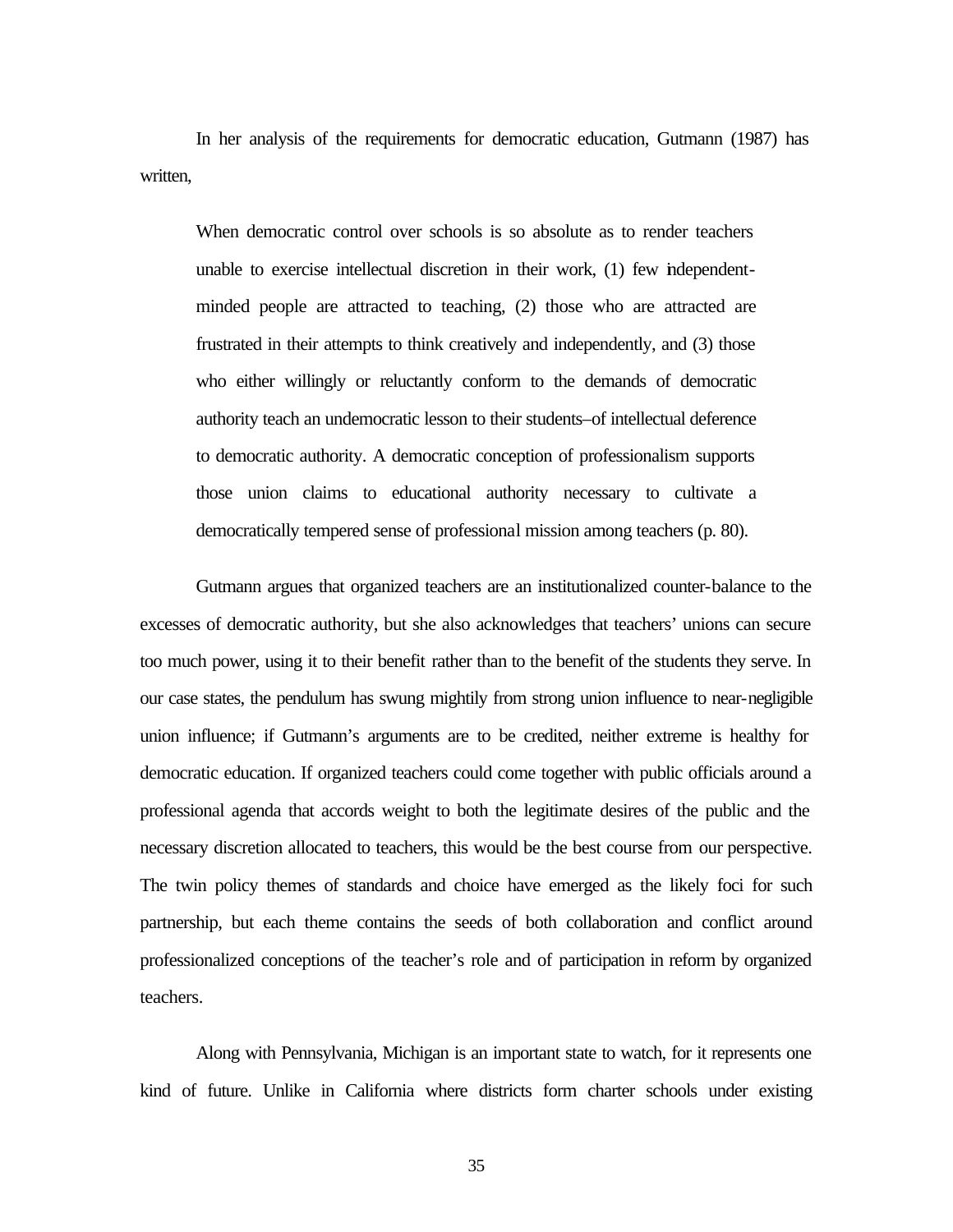In her analysis of the requirements for democratic education, Gutmann (1987) has written,

> When democratic control over schools is so absolute as to render teachers unable to exercise intellectual discretion in their work, (1) few independent-minded people are attracted to teaching, (2) those who are attracted are frustrated in their attempts to think creatively and independently, and (3) those who either willingly or reluctantly conform to the demands of democratic authority teach an undemocratic lesson to their students–of intellectual deference to democratic authority. A democratic conception of professionalism supports those union claims to educational authority necessary to cultivate a democratically tempered sense of professional mission among teachers (p. 80).

Gutmann argues that organized teachers are an institutionalized counter-balance to the excesses of democratic authority, but she also acknowledges that teachers' unions can secure too much power, using it to their benefit rather than to the benefit of the students they serve. In our case states, the pendulum has swung mightily from strong union influence to near-negligible union influence; if Gutmann's arguments are to be credited, neither extreme is healthy for democratic education. If organized teachers could come together with public officials around a professional agenda that accords weight to both the legitimate desires of the public and the necessary discretion allocated to teachers, this would be the best course from our perspective. The twin policy themes of standards and choice have emerged as the likely foci for such partnership, but each theme contains the seeds of both collaboration and conflict around professionalized conceptions of the teacher's role and of participation in reform by organized teachers.

Along with Pennsylvania, Michigan is an important state to watch, for it represents one kind of future. Unlike in California where districts form charter schools under existing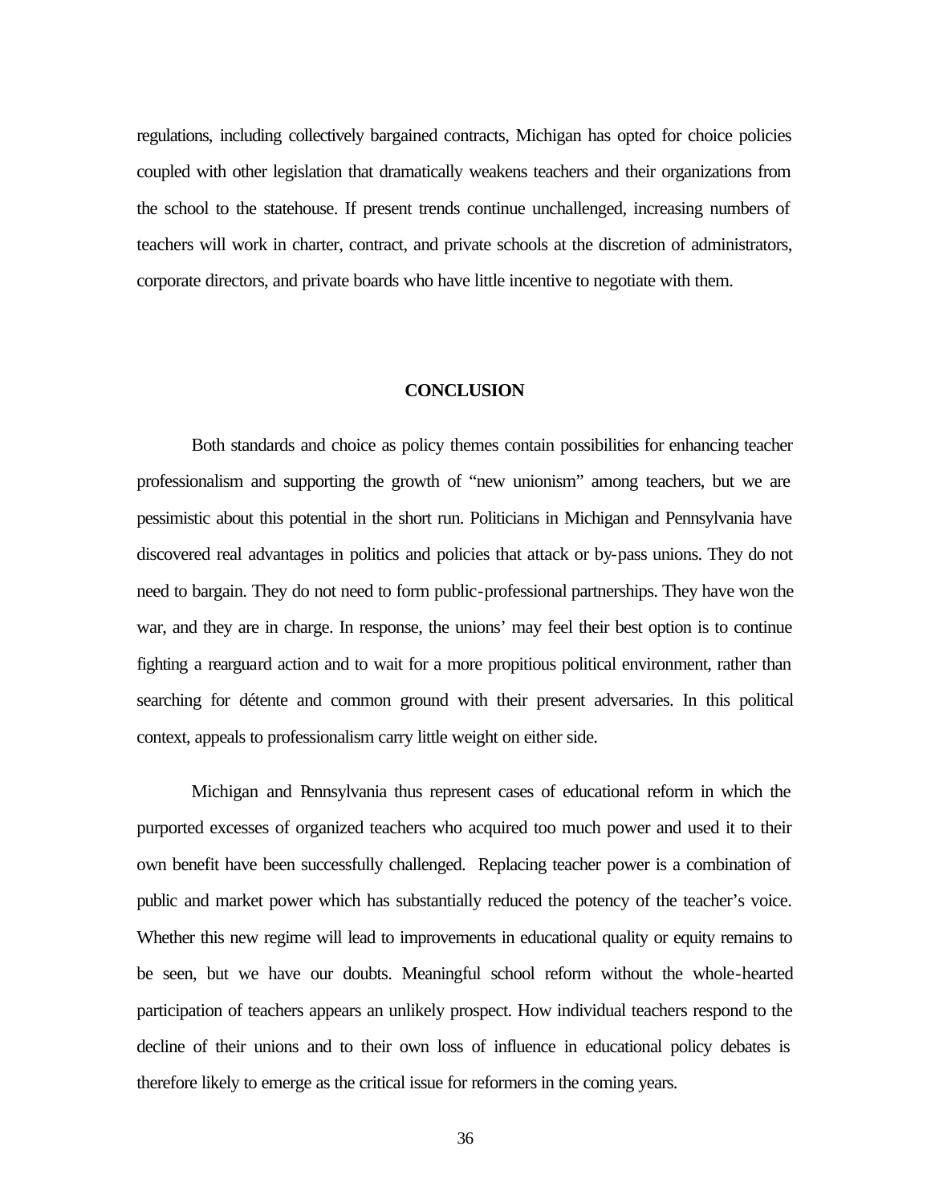regulations, including collectively bargained contracts, Michigan has opted for choice policies coupled with other legislation that dramatically weakens teachers and their organizations from the school to the statehouse. If present trends continue unchallenged, increasing numbers of teachers will work in charter, contract, and private schools at the discretion of administrators, corporate directors, and private boards who have little incentive to negotiate with them.

## CONCLUSION

Both standards and choice as policy themes contain possibilities for enhancing teacher professionalism and supporting the growth of "new unionism" among teachers, but we are pessimistic about this potential in the short run. Politicians in Michigan and Pennsylvania have discovered real advantages in politics and policies that attack or by-pass unions. They do not need to bargain. They do not need to form public-professional partnerships. They have won the war, and they are in charge. In response, the unions' may feel their best option is to continue fighting a rearguard action and to wait for a more propitious political environment, rather than searching for détente and common ground with their present adversaries. In this political context, appeals to professionalism carry little weight on either side.

Michigan and Pennsylvania thus represent cases of educational reform in which the purported excesses of organized teachers who acquired too much power and used it to their own benefit have been successfully challenged. Replacing teacher power is a combination of public and market power which has substantially reduced the potency of the teacher's voice. Whether this new regime will lead to improvements in educational quality or equity remains to be seen, but we have our doubts. Meaningful school reform without the whole-hearted participation of teachers appears an unlikely prospect. How individual teachers respond to the decline of their unions and to their own loss of influence in educational policy debates is therefore likely to emerge as the critical issue for reformers in the coming years.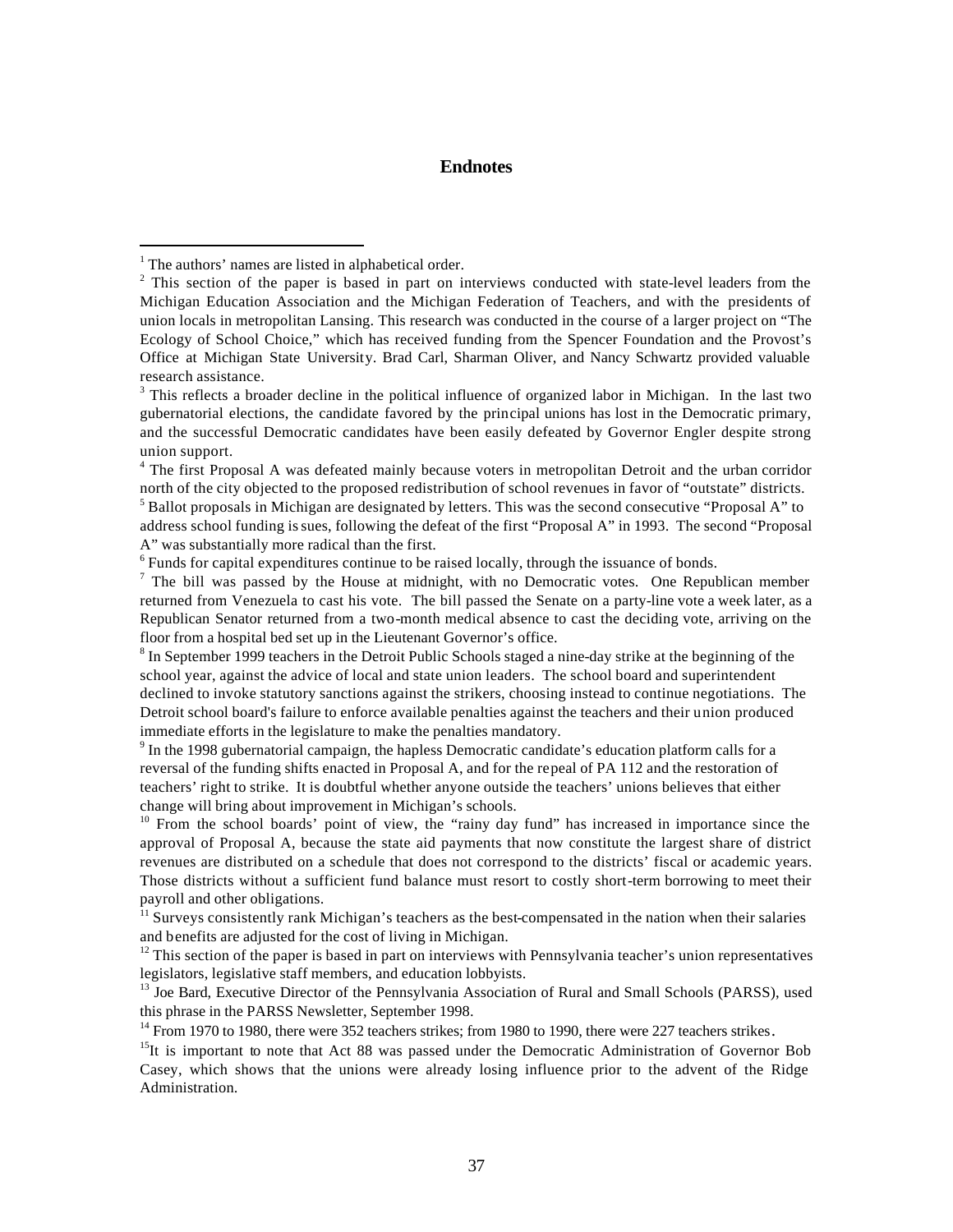## Endnotes

[1] The authors' names are listed in alphabetical order.

[2] This section of the paper is based in part on interviews conducted with state-level leaders from the Michigan Education Association and the Michigan Federation of Teachers, and with the presidents of union locals in metropolitan Lansing. This research was conducted in the course of a larger project on "The Ecology of School Choice," which has received funding from the Spencer Foundation and the Provost's Office at Michigan State University. Brad Carl, Sharman Oliver, and Nancy Schwartz provided valuable research assistance.

[3] This reflects a broader decline in the political influence of organized labor in Michigan. In the last two gubernatorial elections, the candidate favored by the principal unions has lost in the Democratic primary, and the successful Democratic candidates have been easily defeated by Governor Engler despite strong union support.

[4] The first Proposal A was defeated mainly because voters in metropolitan Detroit and the urban corridor north of the city objected to the proposed redistribution of school revenues in favor of "outstate" districts.

[5] Ballot proposals in Michigan are designated by letters. This was the second consecutive "Proposal A" to address school funding issues, following the defeat of the first "Proposal A" in 1993. The second "Proposal A" was substantially more radical than the first.

[6] Funds for capital expenditures continue to be raised locally, through the issuance of bonds.

[7] The bill was passed by the House at midnight, with no Democratic votes. One Republican member returned from Venezuela to cast his vote. The bill passed the Senate on a party-line vote a week later, as a Republican Senator returned from a two-month medical absence to cast the deciding vote, arriving on the floor from a hospital bed set up in the Lieutenant Governor's office.

[8] In September 1999 teachers in the Detroit Public Schools staged a nine-day strike at the beginning of the school year, against the advice of local and state union leaders. The school board and superintendent declined to invoke statutory sanctions against the strikers, choosing instead to continue negotiations. The Detroit school board's failure to enforce available penalties against the teachers and their union produced immediate efforts in the legislature to make the penalties mandatory.

[9] In the 1998 gubernatorial campaign, the hapless Democratic candidate's education platform calls for a reversal of the funding shifts enacted in Proposal A, and for the repeal of PA 112 and the restoration of teachers' right to strike. It is doubtful whether anyone outside the teachers' unions believes that either change will bring about improvement in Michigan's schools.

[10] From the school boards' point of view, the "rainy day fund" has increased in importance since the approval of Proposal A, because the state aid payments that now constitute the largest share of district revenues are distributed on a schedule that does not correspond to the districts' fiscal or academic years. Those districts without a sufficient fund balance must resort to costly short-term borrowing to meet their payroll and other obligations.

[11] Surveys consistently rank Michigan's teachers as the best-compensated in the nation when their salaries and benefits are adjusted for the cost of living in Michigan.

[12] This section of the paper is based in part on interviews with Pennsylvania teacher's union representatives legislators, legislative staff members, and education lobbyists.

[13] Joe Bard, Executive Director of the Pennsylvania Association of Rural and Small Schools (PARSS), used this phrase in the PARSS Newsletter, September 1998.

[14] From 1970 to 1980, there were 352 teachers strikes; from 1980 to 1990, there were 227 teachers strikes.

[15] It is important to note that Act 88 was passed under the Democratic Administration of Governor Bob Casey, which shows that the unions were already losing influence prior to the advent of the Ridge Administration.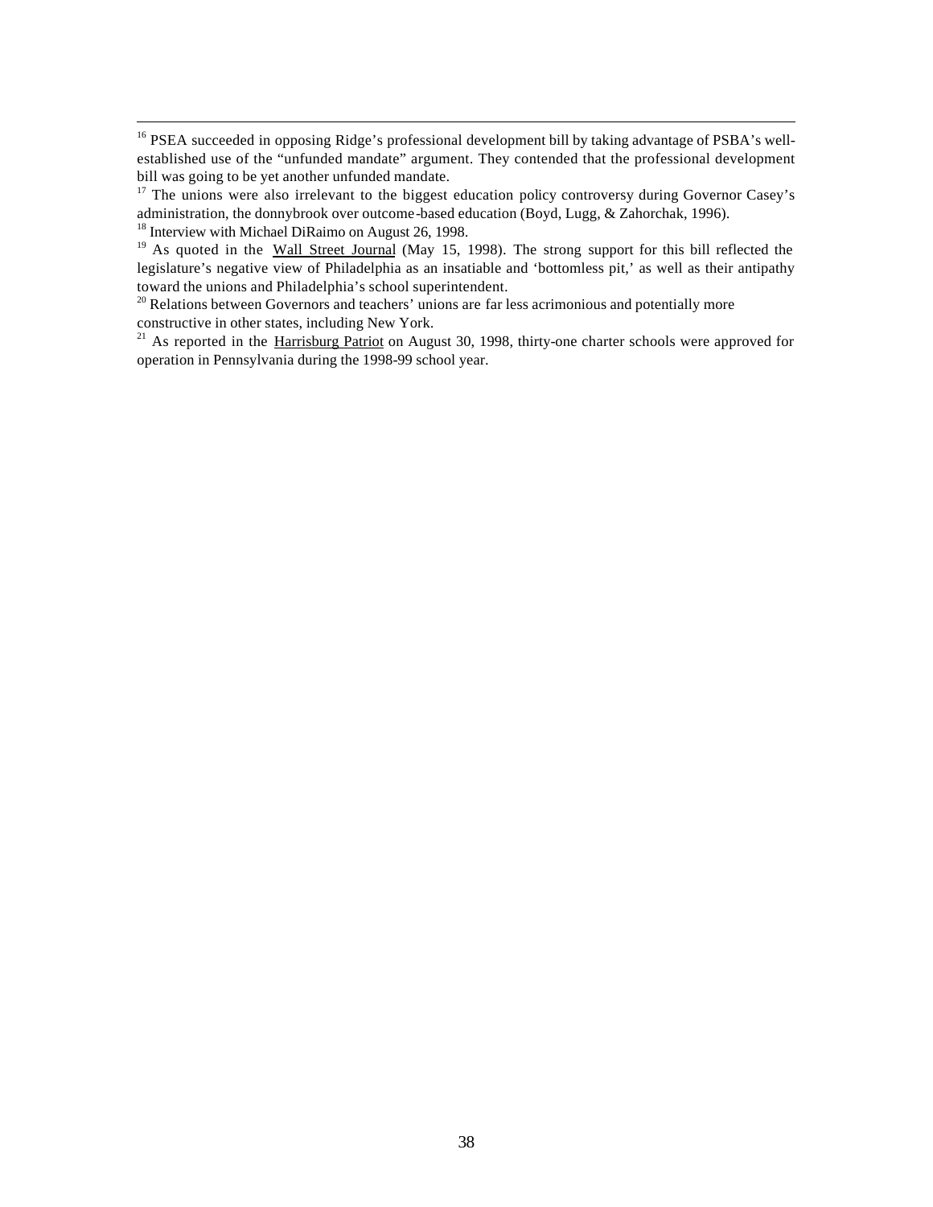[16] PSEA succeeded in opposing Ridge's professional development bill by taking advantage of PSBA's well-established use of the "unfunded mandate" argument. They contended that the professional development bill was going to be yet another unfunded mandate.

[17] The unions were also irrelevant to the biggest education policy controversy during Governor Casey's administration, the donnybrook over outcome-based education (Boyd, Lugg, & Zahorchak, 1996).

[18] Interview with Michael DiRaimo on August 26, 1998.

[19] As quoted in the Wall Street Journal (May 15, 1998). The strong support for this bill reflected the legislature's negative view of Philadelphia as an insatiable and 'bottomless pit,' as well as their antipathy toward the unions and Philadelphia's school superintendent.

[20] Relations between Governors and teachers' unions are far less acrimonious and potentially more constructive in other states, including New York.

[21] As reported in the Harrisburg Patriot on August 30, 1998, thirty-one charter schools were approved for operation in Pennsylvania during the 1998-99 school year.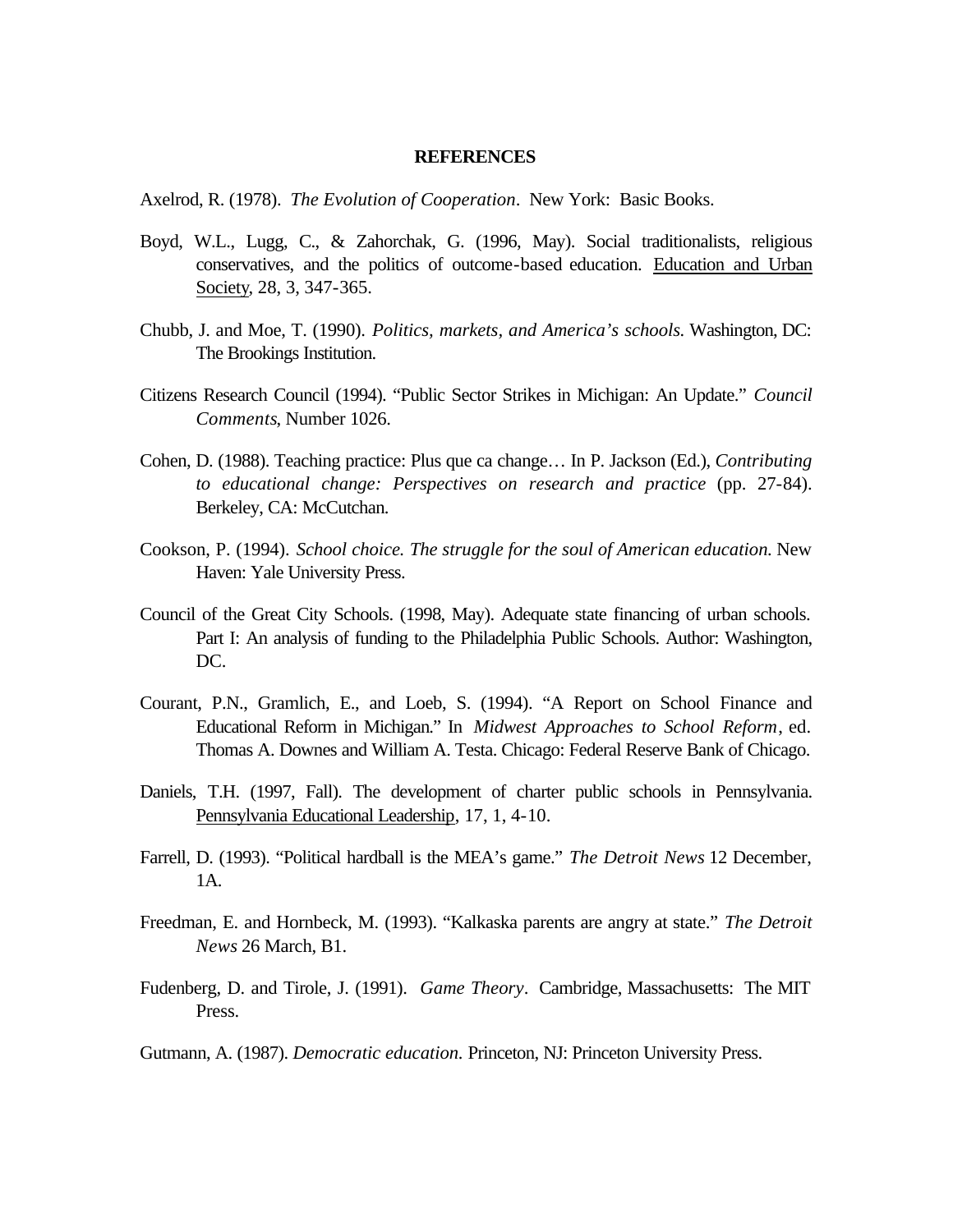**REFERENCES**

Axelrod, R. (1978). *The Evolution of Cooperation*. New York: Basic Books.

Boyd, W.L., Lugg, C., & Zahorchak, G. (1996, May). Social traditionalists, religious conservatives, and the politics of outcome-based education. Education and Urban Society, 28, 3, 347-365.

Chubb, J. and Moe, T. (1990). *Politics, markets, and America's schools.* Washington, DC: The Brookings Institution.

Citizens Research Council (1994). "Public Sector Strikes in Michigan: An Update." *Council Comments*, Number 1026.

Cohen, D. (1988). Teaching practice: Plus que ca change… In P. Jackson (Ed.), *Contributing to educational change: Perspectives on research and practice* (pp. 27-84). Berkeley, CA: McCutchan.

Cookson, P. (1994). *School choice. The struggle for the soul of American education.* New Haven: Yale University Press.

Council of the Great City Schools. (1998, May). Adequate state financing of urban schools. Part I: An analysis of funding to the Philadelphia Public Schools. Author: Washington, DC.

Courant, P.N., Gramlich, E., and Loeb, S. (1994). "A Report on School Finance and Educational Reform in Michigan." In *Midwest Approaches to School Reform*, ed. Thomas A. Downes and William A. Testa. Chicago: Federal Reserve Bank of Chicago.

Daniels, T.H. (1997, Fall). The development of charter public schools in Pennsylvania. Pennsylvania Educational Leadership, 17, 1, 4-10.

Farrell, D. (1993). "Political hardball is the MEA's game." *The Detroit News* 12 December, 1A.

Freedman, E. and Hornbeck, M. (1993). "Kalkaska parents are angry at state." *The Detroit News* 26 March, B1.

Fudenberg, D. and Tirole, J. (1991). *Game Theory*. Cambridge, Massachusetts: The MIT Press.

Gutmann, A. (1987). *Democratic education.* Princeton, NJ: Princeton University Press.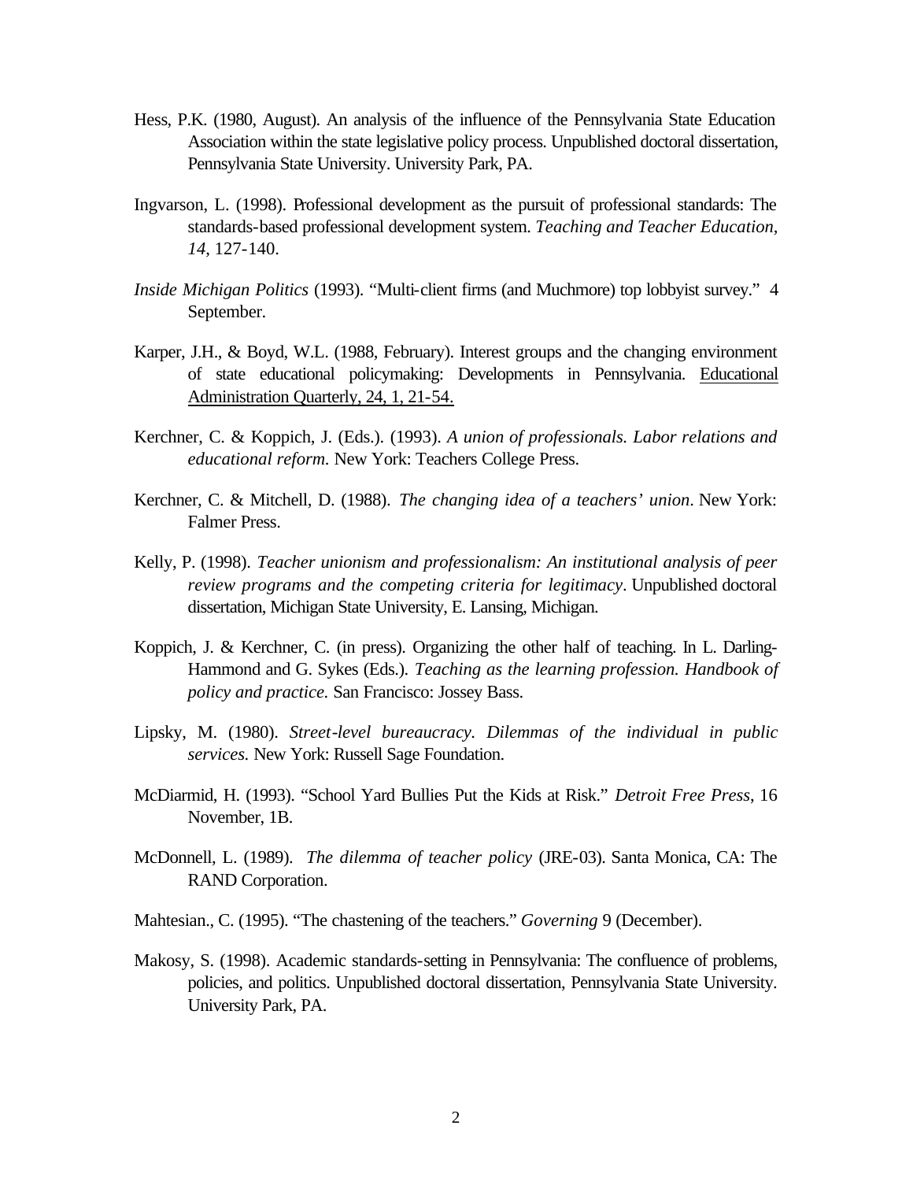Hess, P.K. (1980, August). An analysis of the influence of the Pennsylvania State Education Association within the state legislative policy process. Unpublished doctoral dissertation, Pennsylvania State University. University Park, PA.

Ingvarson, L. (1998). Professional development as the pursuit of professional standards: The standards-based professional development system. *Teaching and Teacher Education, 14*, 127-140.

*Inside Michigan Politics* (1993). "Multi-client firms (and Muchmore) top lobbyist survey." 4 September.

Karper, J.H., & Boyd, W.L. (1988, February). Interest groups and the changing environment of state educational policymaking: Developments in Pennsylvania. <u>Educational Administration Quarterly, 24, 1, 21-54.</u>

Kerchner, C. & Koppich, J. (Eds.). (1993). *A union of professionals. Labor relations and educational reform.* New York: Teachers College Press.

Kerchner, C. & Mitchell, D. (1988). *The changing idea of a teachers' union*. New York: Falmer Press.

Kelly, P. (1998). *Teacher unionism and professionalism: An institutional analysis of peer review programs and the competing criteria for legitimacy*. Unpublished doctoral dissertation, Michigan State University, E. Lansing, Michigan.

Koppich, J. & Kerchner, C. (in press). Organizing the other half of teaching. In L. Darling-Hammond and G. Sykes (Eds.). *Teaching as the learning profession. Handbook of policy and practice.* San Francisco: Jossey Bass.

Lipsky, M. (1980). *Street-level bureaucracy. Dilemmas of the individual in public services.* New York: Russell Sage Foundation.

McDiarmid, H. (1993). "School Yard Bullies Put the Kids at Risk." *Detroit Free Press*, 16 November, 1B.

McDonnell, L. (1989). *The dilemma of teacher policy* (JRE-03). Santa Monica, CA: The RAND Corporation.

Mahtesian., C. (1995). "The chastening of the teachers." *Governing* 9 (December).

Makosy, S. (1998). Academic standards-setting in Pennsylvania: The confluence of problems, policies, and politics. Unpublished doctoral dissertation, Pennsylvania State University. University Park, PA.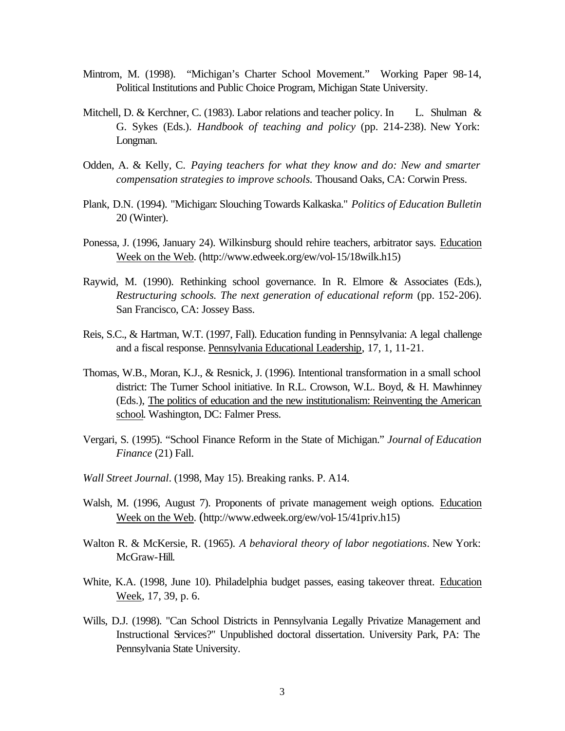Mintrom, M. (1998). "Michigan's Charter School Movement." Working Paper 98-14, Political Institutions and Public Choice Program, Michigan State University.

Mitchell, D. & Kerchner, C. (1983). Labor relations and teacher policy. In L. Shulman & G. Sykes (Eds.). *Handbook of teaching and policy* (pp. 214-238). New York: Longman.

Odden, A. & Kelly, C. *Paying teachers for what they know and do: New and smarter compensation strategies to improve schools.* Thousand Oaks, CA: Corwin Press.

Plank, D.N. (1994). "Michigan: Slouching Towards Kalkaska." *Politics of Education Bulletin* 20 (Winter).

Ponessa, J. (1996, January 24). Wilkinsburg should rehire teachers, arbitrator says. Education Week on the Web. (http://www.edweek.org/ew/vol-15/18wilk.h15)

Raywid, M. (1990). Rethinking school governance. In R. Elmore & Associates (Eds.), *Restructuring schools. The next generation of educational reform* (pp. 152-206). San Francisco, CA: Jossey Bass.

Reis, S.C., & Hartman, W.T. (1997, Fall). Education funding in Pennsylvania: A legal challenge and a fiscal response. Pennsylvania Educational Leadership, 17, 1, 11-21.

Thomas, W.B., Moran, K.J., & Resnick, J. (1996). Intentional transformation in a small school district: The Turner School initiative. In R.L. Crowson, W.L. Boyd, & H. Mawhinney (Eds.), The politics of education and the new institutionalism: Reinventing the American school. Washington, DC: Falmer Press.

Vergari, S. (1995). "School Finance Reform in the State of Michigan." *Journal of Education Finance* (21) Fall.

*Wall Street Journal*. (1998, May 15). Breaking ranks. P. A14.

Walsh, M. (1996, August 7). Proponents of private management weigh options. Education Week on the Web. (http://www.edweek.org/ew/vol-15/41priv.h15)

Walton R. & McKersie, R. (1965). *A behavioral theory of labor negotiations*. New York: McGraw-Hill.

White, K.A. (1998, June 10). Philadelphia budget passes, easing takeover threat. Education Week, 17, 39, p. 6.

Wills, D.J. (1998). "Can School Districts in Pennsylvania Legally Privatize Management and Instructional Services?" Unpublished doctoral dissertation. University Park, PA: The Pennsylvania State University.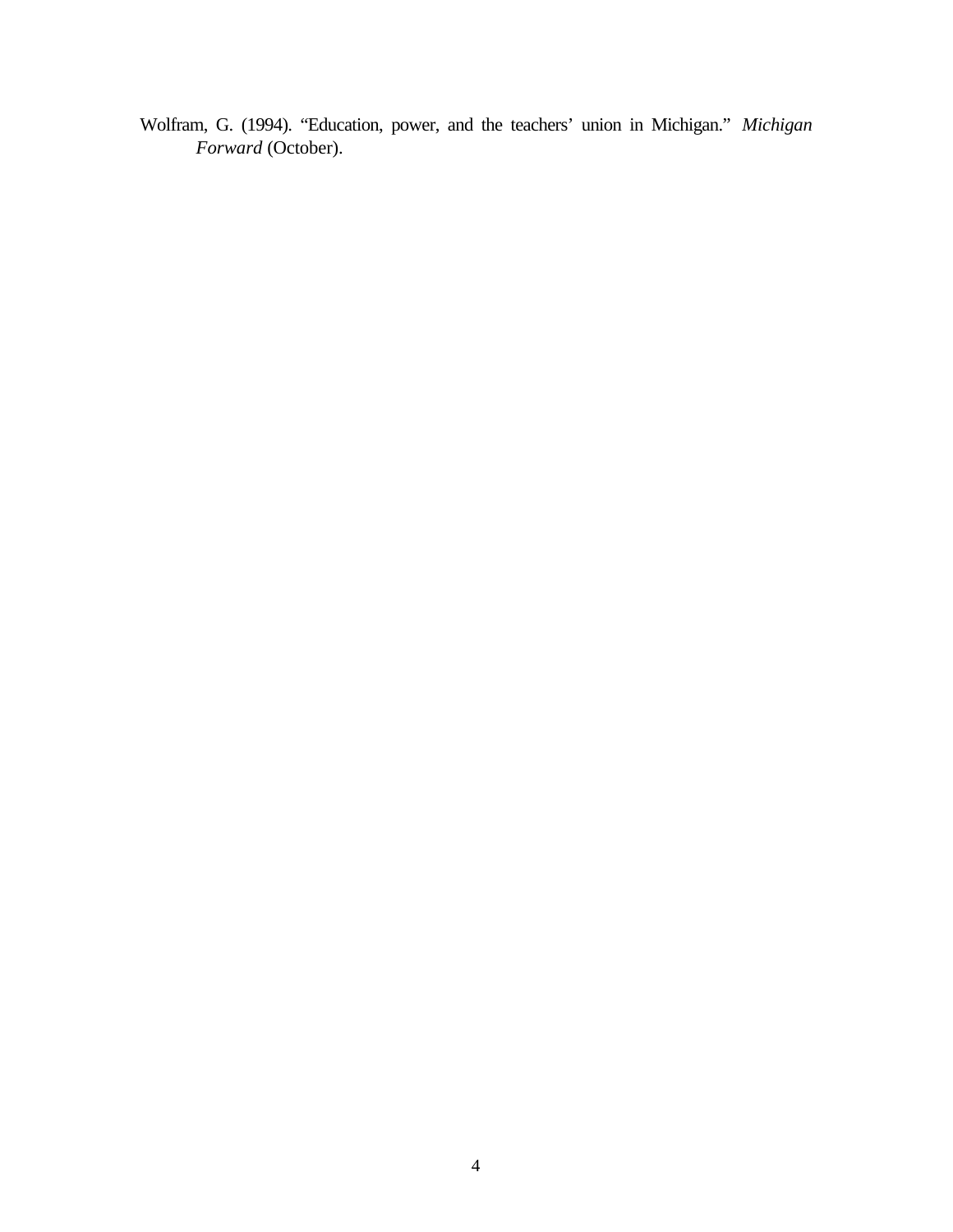Wolfram, G. (1994). "Education, power, and the teachers' union in Michigan." *Michigan Forward* (October).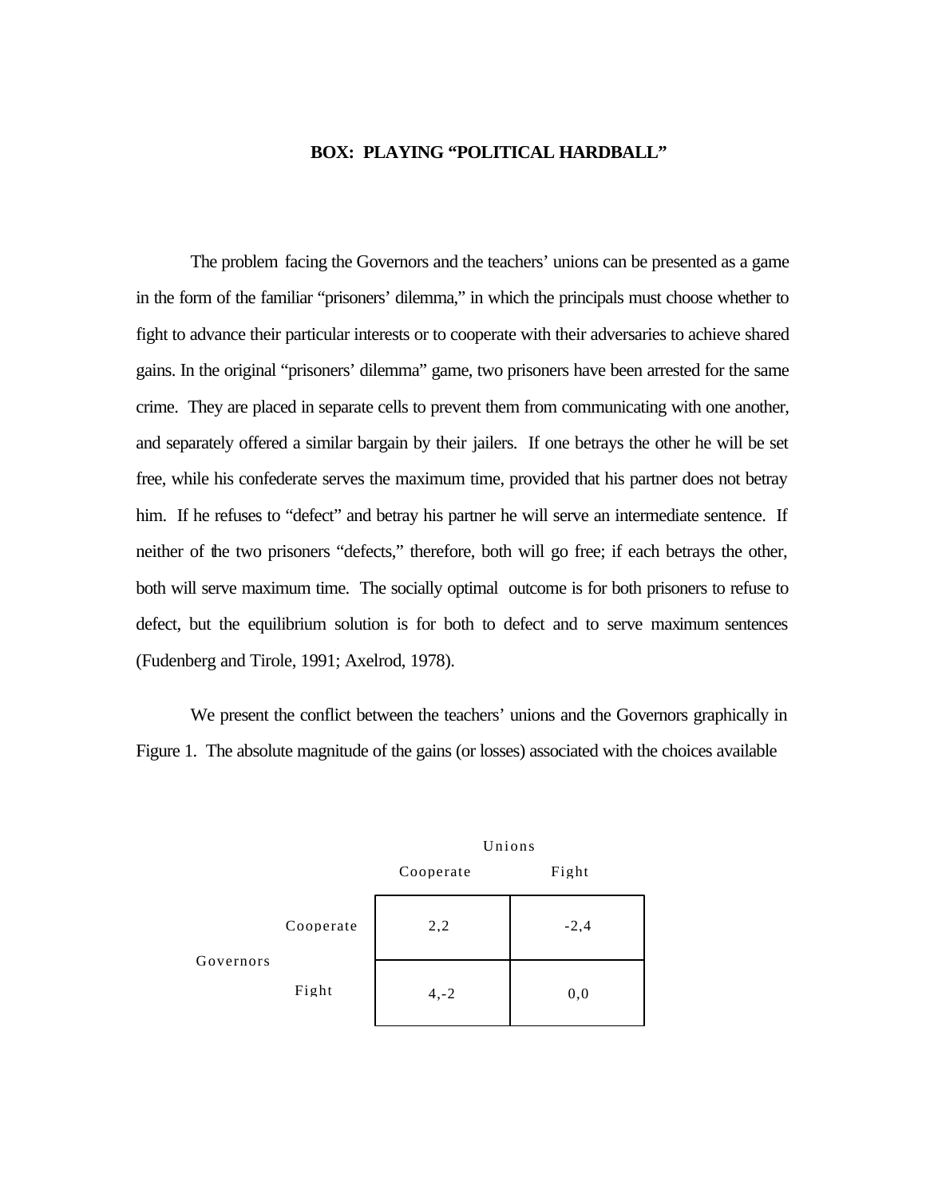**BOX: PLAYING "POLITICAL HARDBALL"**

The problem facing the Governors and the teachers' unions can be presented as a game in the form of the familiar "prisoners' dilemma," in which the principals must choose whether to fight to advance their particular interests or to cooperate with their adversaries to achieve shared gains. In the original "prisoners' dilemma" game, two prisoners have been arrested for the same crime. They are placed in separate cells to prevent them from communicating with one another, and separately offered a similar bargain by their jailers. If one betrays the other he will be set free, while his confederate serves the maximum time, provided that his partner does not betray him. If he refuses to "defect" and betray his partner he will serve an intermediate sentence. If neither of the two prisoners "defects," therefore, both will go free; if each betrays the other, both will serve maximum time. The socially optimal outcome is for both prisoners to refuse to defect, but the equilibrium solution is for both to defect and to serve maximum sentences (Fudenberg and Tirole, 1991; Axelrod, 1978).

We present the conflict between the teachers' unions and the Governors graphically in Figure 1. The absolute magnitude of the gains (or losses) associated with the choices available

| | | Unions | |
|---|---|---|---|
| | | Cooperate | Fight |
| Governors | Cooperate | 2,2 | -2,4 |
| | Fight | 4,-2 | 0,0 |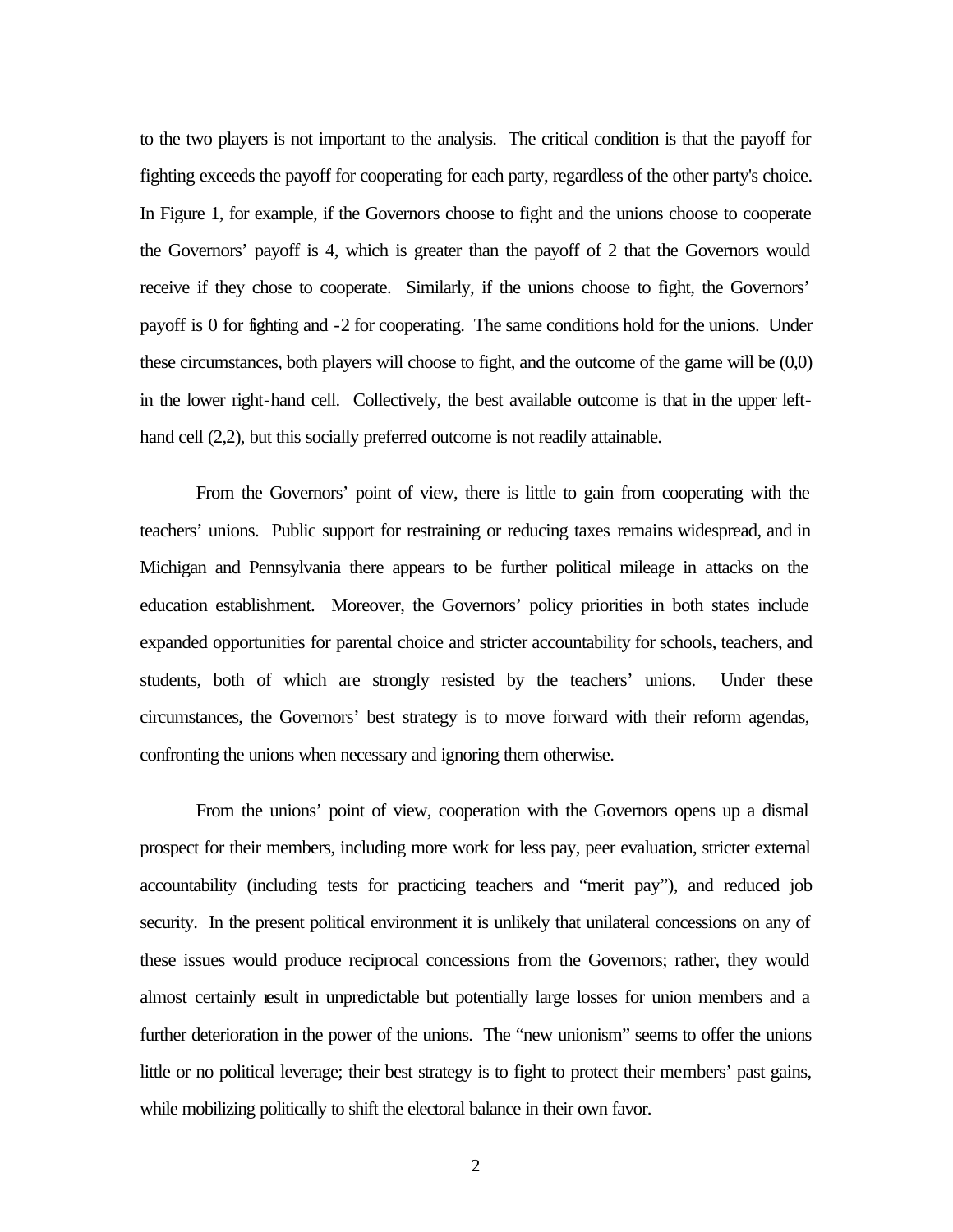to the two players is not important to the analysis. The critical condition is that the payoff for fighting exceeds the payoff for cooperating for each party, regardless of the other party's choice. In Figure 1, for example, if the Governors choose to fight and the unions choose to cooperate the Governors' payoff is 4, which is greater than the payoff of 2 that the Governors would receive if they chose to cooperate. Similarly, if the unions choose to fight, the Governors' payoff is 0 for fighting and -2 for cooperating. The same conditions hold for the unions. Under these circumstances, both players will choose to fight, and the outcome of the game will be (0,0) in the lower right-hand cell. Collectively, the best available outcome is that in the upper left-hand cell (2,2), but this socially preferred outcome is not readily attainable.

From the Governors' point of view, there is little to gain from cooperating with the teachers' unions. Public support for restraining or reducing taxes remains widespread, and in Michigan and Pennsylvania there appears to be further political mileage in attacks on the education establishment. Moreover, the Governors' policy priorities in both states include expanded opportunities for parental choice and stricter accountability for schools, teachers, and students, both of which are strongly resisted by the teachers' unions. Under these circumstances, the Governors' best strategy is to move forward with their reform agendas, confronting the unions when necessary and ignoring them otherwise.

From the unions' point of view, cooperation with the Governors opens up a dismal prospect for their members, including more work for less pay, peer evaluation, stricter external accountability (including tests for practicing teachers and "merit pay"), and reduced job security. In the present political environment it is unlikely that unilateral concessions on any of these issues would produce reciprocal concessions from the Governors; rather, they would almost certainly result in unpredictable but potentially large losses for union members and a further deterioration in the power of the unions. The "new unionism" seems to offer the unions little or no political leverage; their best strategy is to fight to protect their members' past gains, while mobilizing politically to shift the electoral balance in their own favor.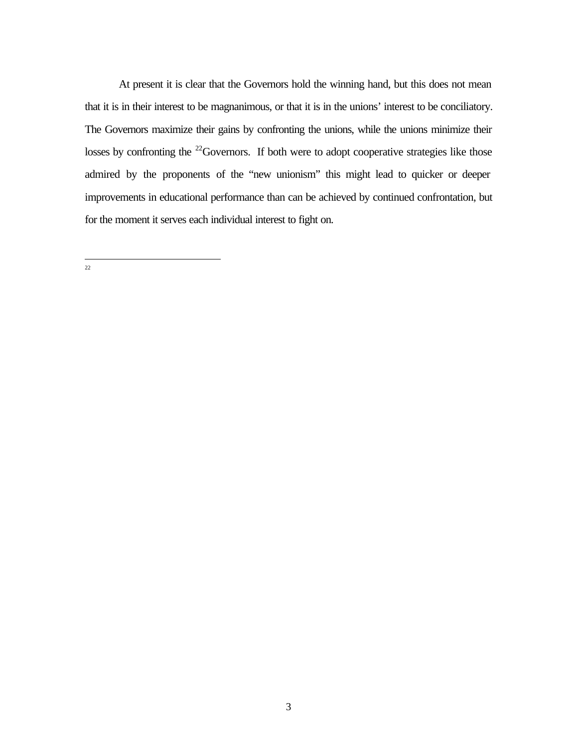At present it is clear that the Governors hold the winning hand, but this does not mean that it is in their interest to be magnanimous, or that it is in the unions' interest to be conciliatory. The Governors maximize their gains by confronting the unions, while the unions minimize their losses by confronting the [22]Governors. If both were to adopt cooperative strategies like those admired by the proponents of the "new unionism" this might lead to quicker or deeper improvements in educational performance than can be achieved by continued confrontation, but for the moment it serves each individual interest to fight on.

---

[22]